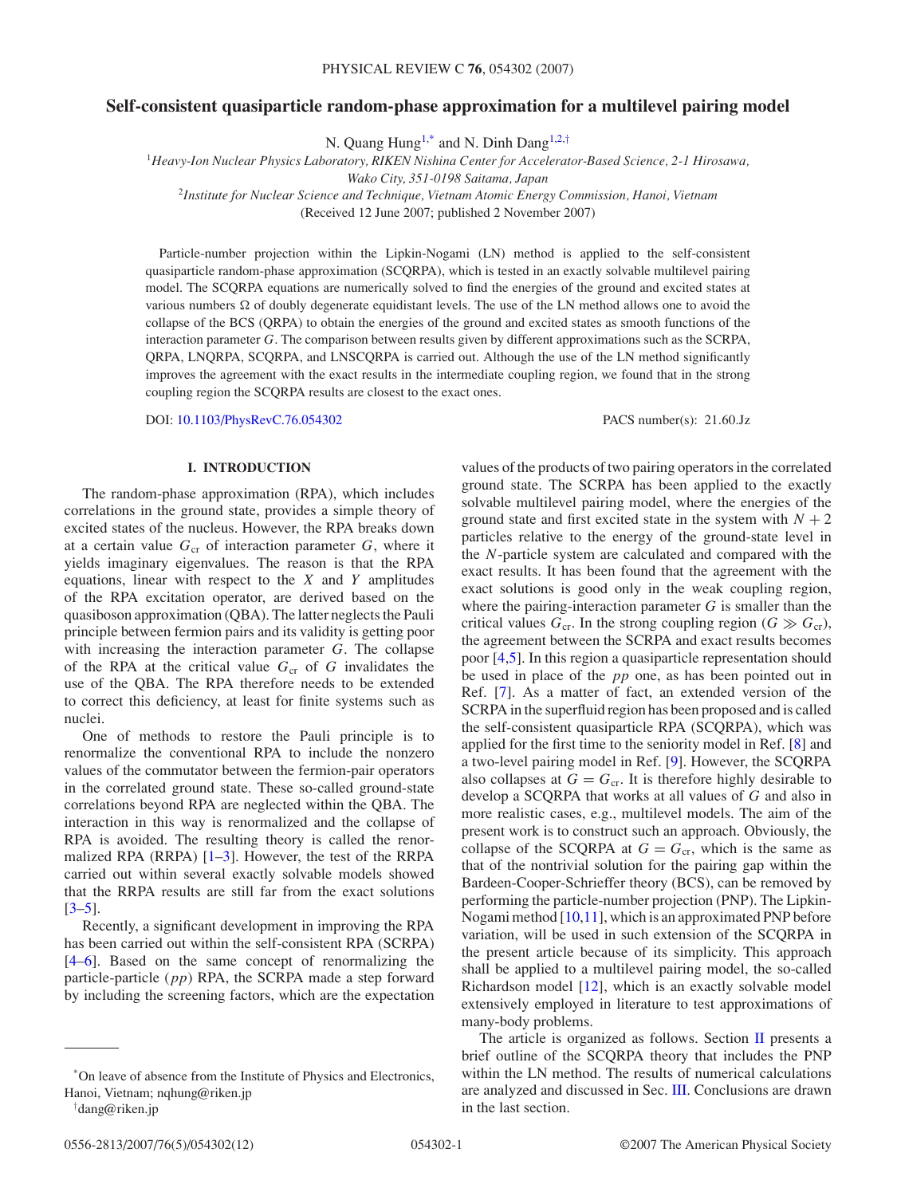# Self-consistent quasiparticle random-phase approximation for a multilevel pairing model

N. Quang Hung[1,*] and N. Dinh Dang[1,2,†]

[1] *Heavy-Ion Nuclear Physics Laboratory, RIKEN Nishina Center for Accelerator-Based Science, 2-1 Hirosawa, Wako City, 351-0198 Saitama, Japan*

[2] *Institute for Nuclear Science and Technique, Vietnam Atomic Energy Commission, Hanoi, Vietnam*

(Received 12 June 2007; published 2 November 2007)

Particle-number projection within the Lipkin-Nogami (LN) method is applied to the self-consistent quasiparticle random-phase approximation (SCQRPA), which is tested in an exactly solvable multilevel pairing model. The SCQRPA equations are numerically solved to find the energies of the ground and excited states at various numbers $\Omega$ of doubly degenerate equidistant levels. The use of the LN method allows one to avoid the collapse of the BCS (QRPA) to obtain the energies of the ground and excited states as smooth functions of the interaction parameter $G$. The comparison between results given by different approximations such as the SCRPA, QRPA, LNQRPA, SCQRPA, and LNSCQRPA is carried out. Although the use of the LN method significantly improves the agreement with the exact results in the intermediate coupling region, we found that in the strong coupling region the SCQRPA results are closest to the exact ones.

DOI: 10.1103/PhysRevC.76.054302 PACS number(s): 21.60.Jz

## I. INTRODUCTION

The random-phase approximation (RPA), which includes correlations in the ground state, provides a simple theory of excited states of the nucleus. However, the RPA breaks down at a certain value $G_{\rm cr}$ of interaction parameter $G$, where it yields imaginary eigenvalues. The reason is that the RPA equations, linear with respect to the $X$ and $Y$ amplitudes of the RPA excitation operator, are derived based on the quasiboson approximation (QBA). The latter neglects the Pauli principle between fermion pairs and its validity is getting poor with increasing the interaction parameter $G$. The collapse of the RPA at the critical value $G_{\rm cr}$ of $G$ invalidates the use of the QBA. The RPA therefore needs to be extended to correct this deficiency, at least for finite systems such as nuclei.

One of methods to restore the Pauli principle is to renormalize the conventional RPA to include the nonzero values of the commutator between the fermion-pair operators in the correlated ground state. These so-called ground-state correlations beyond RPA are neglected within the QBA. The interaction in this way is renormalized and the collapse of RPA is avoided. The resulting theory is called the renormalized RPA (RRPA) [1–3]. However, the test of the RRPA carried out within several exactly solvable models showed that the RRPA results are still far from the exact solutions [3–5].

Recently, a significant development in improving the RPA has been carried out within the self-consistent RPA (SCRPA) [4–6]. Based on the same concept of renormalizing the particle-particle ($pp$) RPA, the SCRPA made a step forward by including the screening factors, which are the expectation values of the products of two pairing operators in the correlated ground state. The SCRPA has been applied to the exactly solvable multilevel pairing model, where the energies of the ground state and first excited state in the system with $N+2$ particles relative to the energy of the ground-state level in the $N$-particle system are calculated and compared with the exact results. It has been found that the agreement with the exact solutions is good only in the weak coupling region, where the pairing-interaction parameter $G$ is smaller than the critical values $G_{\rm cr}$. In the strong coupling region ($G \gg G_{\rm cr}$), the agreement between the SCRPA and exact results becomes poor [4,5]. In this region a quasiparticle representation should be used in place of the $pp$ one, as has been pointed out in Ref. [7]. As a matter of fact, an extended version of the SCRPA in the superfluid region has been proposed and is called the self-consistent quasiparticle RPA (SCQRPA), which was applied for the first time to the seniority model in Ref. [8] and a two-level pairing model in Ref. [9]. However, the SCQRPA also collapses at $G = G_{\rm cr}$. It is therefore highly desirable to develop a SCQRPA that works at all values of $G$ and also in more realistic cases, e.g., multilevel models. The aim of the present work is to construct such an approach. Obviously, the collapse of the SCQRPA at $G = G_{\rm cr}$, which is the same as that of the nontrivial solution for the pairing gap within the Bardeen-Cooper-Schrieffer theory (BCS), can be removed by performing the particle-number projection (PNP). The Lipkin-Nogami method [10,11], which is an approximated PNP before variation, will be used in such extension of the SCQRPA in the present article because of its simplicity. This approach shall be applied to a multilevel pairing model, the so-called Richardson model [12], which is an exactly solvable model extensively employed in literature to test approximations of many-body problems.

The article is organized as follows. Section II presents a brief outline of the SCQRPA theory that includes the PNP within the LN method. The results of numerical calculations are analyzed and discussed in Sec. III. Conclusions are drawn in the last section.

---

*On leave of absence from the Institute of Physics and Electronics, Hanoi, Vietnam; nqhung@riken.jp

†dang@riken.jp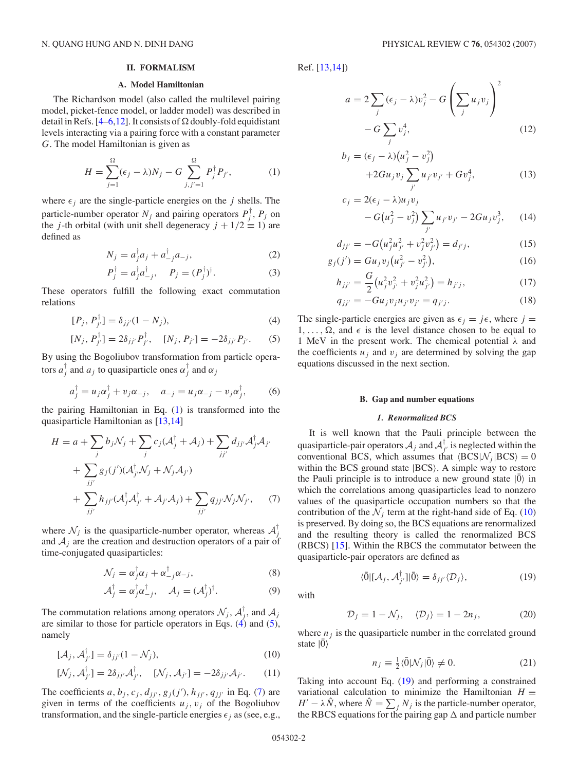## II. FORMALISM

### A. Model Hamiltonian

The Richardson model (also called the multilevel pairing model, picket-fence model, or ladder model) was described in detail in Refs. [4–6,12]. It consists of $\Omega$ doubly-fold equidistant levels interacting via a pairing force with a constant parameter $G$. The model Hamiltonian is given as

$$H = \sum_{j=1}^{\Omega}(\epsilon_j - \lambda)N_j - G\sum_{j,j'=1}^{\Omega} P_j^\dagger P_{j'}, \tag{1}$$

where $\epsilon_j$ are the single-particle energies on the $j$ shells. The particle-number operator $N_j$ and pairing operators $P_j^\dagger$, $P_j$ on the $j$-th orbital (with unit shell degeneracy $j + 1/2 \equiv 1$) are defined as

$$N_j = a_j^\dagger a_j + a_{-j}^\dagger a_{-j}, \tag{2}$$

$$P_j^\dagger = a_j^\dagger a_{-j}^\dagger, \quad P_j = (P_j^\dagger)^\dagger. \tag{3}$$

These operators fulfill the following exact commutation relations

$$[P_j, P_{j'}^\dagger] = \delta_{jj'}(1 - N_j), \tag{4}$$

$$[N_j, P_{j'}^\dagger] = 2\delta_{jj'}P_{j'}^\dagger, \quad [N_j, P_{j'}] = -2\delta_{jj'}P_{j'}. \tag{5}$$

By using the Bogoliubov transformation from particle operators $a_j^\dagger$ and $a_j$ to quasiparticle ones $\alpha_j^\dagger$ and $\alpha_j$

$$a_j^\dagger = u_j\alpha_j^\dagger + v_j\alpha_{-j}, \quad a_{-j} = u_j\alpha_{-j} - v_j\alpha_j^\dagger, \tag{6}$$

the pairing Hamiltonian in Eq. (1) is transformed into the quasiparticle Hamiltonian as [13,14]

$$\begin{aligned} H = a &+ \sum_j b_j\mathcal{N}_j + \sum_j c_j(\mathcal{A}_j^\dagger + \mathcal{A}_j) + \sum_{jj'} d_{jj'}\mathcal{A}_j^\dagger\mathcal{A}_{j'} \\ &+ \sum_{jj'} g_j(j')(\mathcal{A}_{j'}^\dagger\mathcal{N}_j + \mathcal{N}_j\mathcal{A}_{j'}) \\ &+ \sum_{jj'} h_{jj'}(\mathcal{A}_j^\dagger\mathcal{A}_{j'}^\dagger + \mathcal{A}_{j'}\mathcal{A}_j) + \sum_{jj'} q_{jj'}\mathcal{N}_j\mathcal{N}_{j'}, \end{aligned} \tag{7}$$

where $\mathcal{N}_j$ is the quasiparticle-number operator, whereas $\mathcal{A}_j^\dagger$ and $\mathcal{A}_j$ are the creation and destruction operators of a pair of time-conjugated quasiparticles:

$$\mathcal{N}_j = \alpha_j^\dagger\alpha_j + \alpha_{-j}^\dagger\alpha_{-j}, \tag{8}$$

$$\mathcal{A}_j^\dagger = \alpha_j^\dagger\alpha_{-j}^\dagger, \quad \mathcal{A}_j = (\mathcal{A}_j^\dagger)^\dagger. \tag{9}$$

The commutation relations among operators $\mathcal{N}_j$, $\mathcal{A}_j^\dagger$, and $\mathcal{A}_j$ are similar to those for particle operators in Eqs. (4) and (5), namely

$$[\mathcal{A}_j, \mathcal{A}_{j'}^\dagger] = \delta_{jj'}(1 - \mathcal{N}_j), \tag{10}$$

$$[\mathcal{N}_j, \mathcal{A}_{j'}^\dagger] = 2\delta_{jj'}\mathcal{A}_{j'}^\dagger, \quad [\mathcal{N}_j, \mathcal{A}_{j'}] = -2\delta_{jj'}\mathcal{A}_{j'}. \tag{11}$$

The coefficients $a, b_j, c_j, d_{jj'}, g_j(j'), h_{jj'}, q_{jj'}$ in Eq. (7) are given in terms of the coefficients $u_j, v_j$ of the Bogoliubov transformation, and the single-particle energies $\epsilon_j$ as (see, e.g., Ref. [13,14])

$$a = 2\sum_j(\epsilon_j - \lambda)v_j^2 - G\left(\sum_j u_jv_j\right)^2 - G\sum_j v_j^4, \tag{12}$$

$$b_j = (\epsilon_j - \lambda)(u_j^2 - v_j^2) + 2Gu_jv_j\sum_{j'}u_{j'}v_{j'} + Gv_j^4, \tag{13}$$

$$c_j = 2(\epsilon_j - \lambda)u_jv_j - G(u_j^2 - v_j^2)\sum_{j'}u_{j'}v_{j'} - 2Gu_jv_j^3, \tag{14}$$

$$d_{jj'} = -G(u_j^2u_{j'}^2 + v_j^2v_{j'}^2) = d_{j'j}, \tag{15}$$

$$g_j(j') = Gu_jv_j(u_{j'}^2 - v_{j'}^2), \tag{16}$$

$$h_{jj'} = \frac{G}{2}(u_j^2v_{j'}^2 + v_j^2u_{j'}^2) = h_{j'j}, \tag{17}$$

$$q_{jj'} = -Gu_jv_ju_{j'}v_{j'} = q_{j'j}. \tag{18}$$

The single-particle energies are given as $\epsilon_j = j\epsilon$, where $j = 1, \ldots, \Omega$, and $\epsilon$ is the level distance chosen to be equal to 1 MeV in the present work. The chemical potential $\lambda$ and the coefficients $u_j$ and $v_j$ are determined by solving the gap equations discussed in the next section.

### B. Gap and number equations

#### *1. Renormalized BCS*

It is well known that the Pauli principle between the quasiparticle-pair operators $\mathcal{A}_j$ and $\mathcal{A}_{j'}^\dagger$ is neglected within the conventional BCS, which assumes that $\langle \text{BCS}|\mathcal{N}_j|\text{BCS}\rangle = 0$ within the BCS ground state $|\text{BCS}\rangle$. A simple way to restore the Pauli principle is to introduce a new ground state $|\bar{0}\rangle$ in which the correlations among quasiparticles lead to nonzero values of the quasiparticle occupation numbers so that the contribution of the $\mathcal{N}_j$ term at the right-hand side of Eq. (10) is preserved. By doing so, the BCS equations are renormalized and the resulting theory is called the renormalized BCS (RBCS) [15]. Within the RBCS the commutator between the quasiparticle-pair operators are defined as

$$\langle\bar{0}|[\mathcal{A}_j, \mathcal{A}_{j'}^\dagger]|\bar{0}\rangle = \delta_{jj'}\langle\mathcal{D}_j\rangle, \tag{19}$$

with

$$\mathcal{D}_j = 1 - \mathcal{N}_j, \quad \langle\mathcal{D}_j\rangle = 1 - 2n_j, \tag{20}$$

where $n_j$ is the quasiparticle number in the correlated ground state $|\bar{0}\rangle$

$$n_j \equiv \tfrac{1}{2}\langle\bar{0}|\mathcal{N}_j|\bar{0}\rangle \neq 0. \tag{21}$$

Taking into account Eq. (19) and performing a constrained variational calculation to minimize the Hamiltonian $H \equiv H' - \lambda\hat{N}$, where $\hat{N} = \sum_j N_j$ is the particle-number operator, the RBCS equations for the pairing gap $\Delta$ and particle number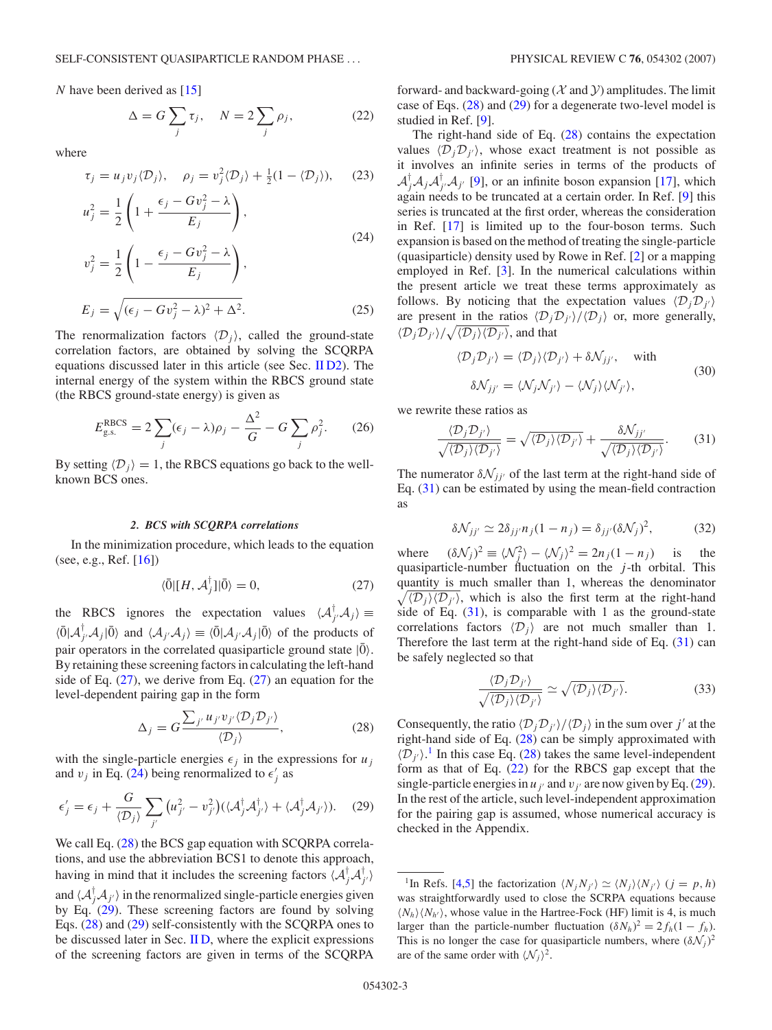$N$ have been derived as [15]

$$\Delta = G\sum_j \tau_j, \quad N = 2\sum_j \rho_j, \tag{22}$$

where

$$\tau_j = u_j v_j \langle \mathcal{D}_j\rangle, \quad \rho_j = v_j^2\langle \mathcal{D}_j\rangle + \tfrac{1}{2}(1-\langle \mathcal{D}_j\rangle), \tag{23}$$

$$u_j^2 = \frac{1}{2}\left(1+\frac{\epsilon_j - Gv_j^2-\lambda}{E_j}\right),$$
$$v_j^2 = \frac{1}{2}\left(1-\frac{\epsilon_j - Gv_j^2-\lambda}{E_j}\right), \tag{24}$$

$$E_j = \sqrt{(\epsilon_j - Gv_j^2-\lambda)^2+\Delta^2}. \tag{25}$$

The renormalization factors $\langle \mathcal{D}_j\rangle$, called the ground-state correlation factors, are obtained by solving the SCQRPA equations discussed later in this article (see Sec. II D2). The internal energy of the system within the RBCS ground state (the RBCS ground-state energy) is given as

$$E_{\rm g.s.}^{\rm RBCS} = 2\sum_j(\epsilon_j-\lambda)\rho_j - \frac{\Delta^2}{G} - G\sum_j \rho_j^2. \tag{26}$$

By setting $\langle \mathcal{D}_j\rangle = 1$, the RBCS equations go back to the well-known BCS ones.

#### 2. BCS with SCQRPA correlations

In the minimization procedure, which leads to the equation (see, e.g., Ref. [16])

$$\langle\bar{0}|[H, \mathcal{A}_j^\dagger]|\bar{0}\rangle = 0, \tag{27}$$

the RBCS ignores the expectation values $\langle \mathcal{A}_{j'}^\dagger \mathcal{A}_j\rangle \equiv \langle\bar{0}|\mathcal{A}_{j'}^\dagger \mathcal{A}_j|\bar{0}\rangle$ and $\langle \mathcal{A}_{j'}\mathcal{A}_j\rangle \equiv \langle\bar{0}|\mathcal{A}_{j'}\mathcal{A}_j|\bar{0}\rangle$ of the products of pair operators in the correlated quasiparticle ground state $|\bar{0}\rangle$. By retaining these screening factors in calculating the left-hand side of Eq. (27), we derive from Eq. (27) an equation for the level-dependent pairing gap in the form

$$\Delta_j = G\frac{\sum_{j'} u_{j'}v_{j'}\langle \mathcal{D}_j\mathcal{D}_{j'}\rangle}{\langle \mathcal{D}_j\rangle}, \tag{28}$$

with the single-particle energies $\epsilon_j$ in the expressions for $u_j$ and $v_j$ in Eq. (24) being renormalized to $\epsilon'_j$ as

$$\epsilon'_j = \epsilon_j + \frac{G}{\langle \mathcal{D}_j\rangle}\sum_{j'}\left(u_{j'}^2 - v_{j'}^2\right)(\langle \mathcal{A}_j^\dagger \mathcal{A}_{j'}^\dagger\rangle + \langle \mathcal{A}_j^\dagger \mathcal{A}_{j'}\rangle). \tag{29}$$

We call Eq. (28) the BCS gap equation with SCQRPA correlations, and use the abbreviation BCS1 to denote this approach, having in mind that it includes the screening factors $\langle \mathcal{A}_j^\dagger \mathcal{A}_{j'}^\dagger\rangle$ and $\langle \mathcal{A}_j^\dagger \mathcal{A}_{j'}\rangle$ in the renormalized single-particle energies given by Eq. (29). These screening factors are found by solving Eqs. (28) and (29) self-consistently with the SCQRPA ones to be discussed later in Sec. II D, where the explicit expressions of the screening factors are given in terms of the SCQRPA forward- and backward-going ($\mathcal{X}$ and $\mathcal{Y}$) amplitudes. The limit case of Eqs. (28) and (29) for a degenerate two-level model is studied in Ref. [9].

The right-hand side of Eq. (28) contains the expectation values $\langle \mathcal{D}_j\mathcal{D}_{j'}\rangle$, whose exact treatment is not possible as it involves an infinite series in terms of the products of $\mathcal{A}_j^\dagger\mathcal{A}_j\mathcal{A}_{j'}^\dagger\mathcal{A}_{j'}$ [9], or an infinite boson expansion [17], which again needs to be truncated at a certain order. In Ref. [9] this series is truncated at the first order, whereas the consideration in Ref. [17] is limited up to the four-boson terms. Such expansion is based on the method of treating the single-particle (quasiparticle) density used by Rowe in Ref. [2] or a mapping employed in Ref. [3]. In the numerical calculations within the present article we treat these terms approximately as follows. By noticing that the expectation values $\langle \mathcal{D}_j\mathcal{D}_{j'}\rangle$ are present in the ratios $\langle \mathcal{D}_j\mathcal{D}_{j'}\rangle/\langle \mathcal{D}_j\rangle$ or, more generally, $\langle \mathcal{D}_j\mathcal{D}_{j'}\rangle/\sqrt{\langle \mathcal{D}_j\rangle\langle \mathcal{D}_{j'}\rangle}$, and that

$$\langle \mathcal{D}_j\mathcal{D}_{j'}\rangle = \langle \mathcal{D}_j\rangle\langle \mathcal{D}_{j'}\rangle + \delta\mathcal{N}_{jj'}, \quad \text{with}$$
$$\delta\mathcal{N}_{jj'} = \langle \mathcal{N}_j\mathcal{N}_{j'}\rangle - \langle \mathcal{N}_j\rangle\langle \mathcal{N}_{j'}\rangle, \tag{30}$$

we rewrite these ratios as

$$\frac{\langle \mathcal{D}_j\mathcal{D}_{j'}\rangle}{\sqrt{\langle \mathcal{D}_j\rangle\langle \mathcal{D}_{j'}\rangle}} = \sqrt{\langle \mathcal{D}_j\rangle\langle \mathcal{D}_{j'}\rangle} + \frac{\delta\mathcal{N}_{jj'}}{\sqrt{\langle \mathcal{D}_j\rangle\langle \mathcal{D}_{j'}\rangle}}. \tag{31}$$

The numerator $\delta\mathcal{N}_{jj'}$ of the last term at the right-hand side of Eq. (31) can be estimated by using the mean-field contraction as

$$\delta\mathcal{N}_{jj'} \simeq 2\delta_{jj'}n_j(1-n_j) = \delta_{jj'}(\delta\mathcal{N}_j)^2, \tag{32}$$

where $(\delta\mathcal{N}_j)^2 \equiv \langle \mathcal{N}_j^2\rangle - \langle \mathcal{N}_j\rangle^2 = 2n_j(1-n_j)$ is the quasiparticle-number fluctuation on the $j$-th orbital. This quantity is much smaller than 1, whereas the denominator $\sqrt{\langle \mathcal{D}_j\rangle\langle \mathcal{D}_{j'}\rangle}$, which is also the first term at the right-hand side of Eq. (31), is comparable with 1 as the ground-state correlations factors $\langle \mathcal{D}_j\rangle$ are not much smaller than 1. Therefore the last term at the right-hand side of Eq. (31) can be safely neglected so that

$$\frac{\langle \mathcal{D}_j\mathcal{D}_{j'}\rangle}{\sqrt{\langle \mathcal{D}_j\rangle\langle \mathcal{D}_{j'}\rangle}} \simeq \sqrt{\langle \mathcal{D}_j\rangle\langle \mathcal{D}_{j'}\rangle}. \tag{33}$$

Consequently, the ratio $\langle \mathcal{D}_j\mathcal{D}_{j'}\rangle/\langle \mathcal{D}_j\rangle$ in the sum over $j'$ at the right-hand side of Eq. (28) can be simply approximated with $\langle \mathcal{D}_{j'}\rangle$.[1] In this case Eq. (28) takes the same level-independent form as that of Eq. (22) for the RBCS gap except that the single-particle energies in $u_{j'}$ and $v_{j'}$ are now given by Eq. (29). In the rest of the article, such level-independent approximation for the pairing gap is assumed, whose numerical accuracy is checked in the Appendix.

---

[1] In Refs. [4,5] the factorization $\langle N_jN_{j'}\rangle \simeq \langle N_j\rangle\langle N_{j'}\rangle$ $(j = p, h)$ was straightforwardly used to close the SCRPA equations because $\langle N_h\rangle\langle N_{h'}\rangle$, whose value in the Hartree-Fock (HF) limit is 4, is much larger than the particle-number fluctuation $(\delta N_h)^2 = 2f_h(1-f_h)$. This is no longer the case for quasiparticle numbers, where $(\delta\mathcal{N}_j)^2$ are of the same order with $\langle \mathcal{N}_j\rangle^2$.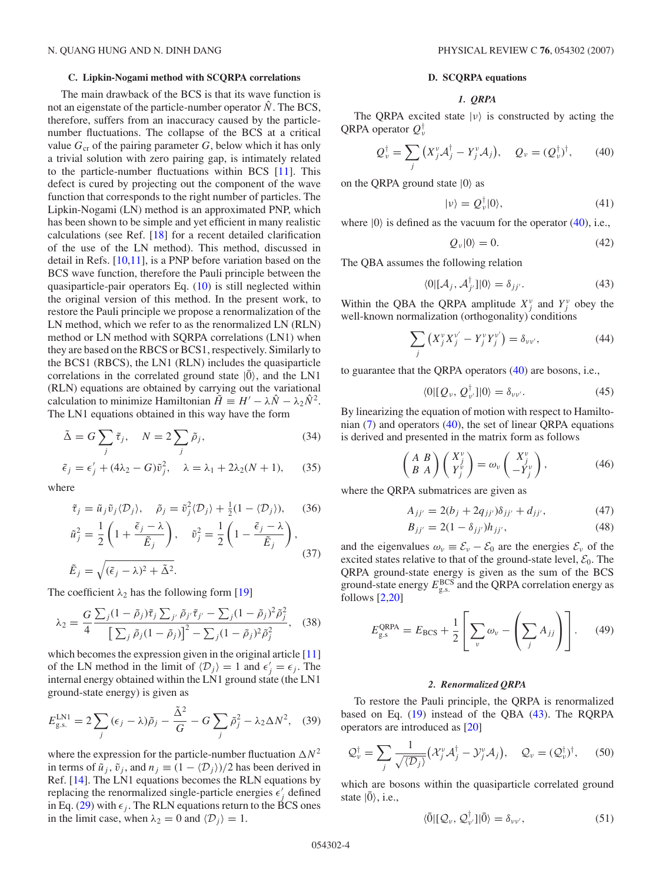### C. Lipkin-Nogami method with SCQRPA correlations

The main drawback of the BCS is that its wave function is not an eigenstate of the particle-number operator $\hat{N}$. The BCS, therefore, suffers from an inaccuracy caused by the particle-number fluctuations. The collapse of the BCS at a critical value $G_{\rm cr}$ of the pairing parameter $G$, below which it has only a trivial solution with zero pairing gap, is intimately related to the particle-number fluctuations within BCS [11]. This defect is cured by projecting out the component of the wave function that corresponds to the right number of particles. The Lipkin-Nogami (LN) method is an approximated PNP, which has been shown to be simple and yet efficient in many realistic calculations (see Ref. [18] for a recent detailed clarification of the use of the LN method). This method, discussed in detail in Refs. [10,11], is a PNP before variation based on the BCS wave function, therefore the Pauli principle between the quasiparticle-pair operators Eq. (10) is still neglected within the original version of this method. In the present work, to restore the Pauli principle we propose a renormalization of the LN method, which we refer to as the renormalized LN (RLN) method or LN method with SQRPA correlations (LN1) when they are based on the RBCS or BCS1, respectively. Similarly to the BCS1 (RBCS), the LN1 (RLN) includes the quasiparticle correlations in the correlated ground state $|\bar{0}\rangle$, and the LN1 (RLN) equations are obtained by carrying out the variational calculation to minimize Hamiltonian $\tilde{H} \equiv H' - \lambda\hat{N} - \lambda_2\hat{N}^2$. The LN1 equations obtained in this way have the form

$$\tilde{\Delta} = G\sum_j \tilde{\tau}_j, \quad N = 2\sum_j \tilde{\rho}_j, \tag{34}$$

$$\tilde{\epsilon}_j = \epsilon'_j + (4\lambda_2 - G)\tilde{v}_j^2, \quad \lambda = \lambda_1 + 2\lambda_2(N+1), \tag{35}$$

where

$$\tilde{\tau}_j = \tilde{u}_j\tilde{v}_j\langle\mathcal{D}_j\rangle, \quad \tilde{\rho}_j = \tilde{v}_j^2\langle\mathcal{D}_j\rangle + \tfrac{1}{2}(1 - \langle\mathcal{D}_j\rangle), \tag{36}$$

$$\tilde{u}_j^2 = \frac{1}{2}\left(1 + \frac{\tilde{\epsilon}_j - \lambda}{\tilde{E}_j}\right), \quad \tilde{v}_j^2 = \frac{1}{2}\left(1 - \frac{\tilde{\epsilon}_j - \lambda}{\tilde{E}_j}\right),$$
$$\tilde{E}_j = \sqrt{(\tilde{\epsilon}_j - \lambda)^2 + \tilde{\Delta}^2}. \tag{37}$$

The coefficient $\lambda_2$ has the following form [19]

$$\lambda_2 = \frac{G}{4}\frac{\sum_j(1-\tilde{\rho}_j)\tilde{\tau}_j\sum_{j'}\tilde{\rho}_{j'}\tilde{\tau}_{j'} - \sum_j(1-\tilde{\rho}_j)^2\tilde{\rho}_j^2}{\left[\sum_j\tilde{\rho}_j(1-\tilde{\rho}_j)\right]^2 - \sum_j(1-\tilde{\rho}_j)^2\tilde{\rho}_j^2}, \tag{38}$$

which becomes the expression given in the original article [11] of the LN method in the limit of $\langle\mathcal{D}_j\rangle = 1$ and $\epsilon'_j = \epsilon_j$. The internal energy obtained within the LN1 ground state (the LN1 ground-state energy) is given as

$$E_{\rm g.s.}^{\rm LN1} = 2\sum_j(\epsilon_j - \lambda)\tilde{\rho}_j - \frac{\tilde{\Delta}^2}{G} - G\sum_j\tilde{\rho}_j^2 - \lambda_2\Delta N^2, \tag{39}$$

where the expression for the particle-number fluctuation $\Delta N^2$ in terms of $\tilde{u}_j$, $\tilde{v}_j$, and $n_j \equiv (1 - \langle\mathcal{D}_j\rangle)/2$ has been derived in Ref. [14]. The LN1 equations becomes the RLN equations by replacing the renormalized single-particle energies $\epsilon'_j$ defined in Eq. (29) with $\epsilon_j$. The RLN equations return to the BCS ones in the limit case, when $\lambda_2 = 0$ and $\langle\mathcal{D}_j\rangle = 1$.

### D. SCQRPA equations

#### 1. QRPA

The QRPA excited state $|\nu\rangle$ is constructed by acting the QRPA operator $Q_\nu^\dagger$

$$Q_\nu^\dagger = \sum_j\left(X_j^\nu\mathcal{A}_j^\dagger - Y_j^\nu\mathcal{A}_j\right), \quad Q_\nu = (Q_\nu^\dagger)^\dagger, \tag{40}$$

on the QRPA ground state $|0\rangle$ as

$$|\nu\rangle = Q_\nu^\dagger|0\rangle, \tag{41}$$

where $|0\rangle$ is defined as the vacuum for the operator (40), i.e.,

$$Q_\nu|0\rangle = 0. \tag{42}$$

The QBA assumes the following relation

$$\langle 0|[\mathcal{A}_j, \mathcal{A}_{j'}^\dagger]|0\rangle = \delta_{jj'}. \tag{43}$$

Within the QBA the QRPA amplitude $X_j^\nu$ and $Y_j^\nu$ obey the well-known normalization (orthogonality) conditions

$$\sum_j\left(X_j^\nu X_j^{\nu'} - Y_j^\nu Y_j^{\nu'}\right) = \delta_{\nu\nu'}, \tag{44}$$

to guarantee that the QRPA operators (40) are bosons, i.e.,

$$\langle 0|[Q_\nu, Q_{\nu'}^\dagger]|0\rangle = \delta_{\nu\nu'}. \tag{45}$$

By linearizing the equation of motion with respect to Hamiltonian (7) and operators (40), the set of linear QRPA equations is derived and presented in the matrix form as follows

$$\begin{pmatrix} A & B \\ B & A \end{pmatrix}\begin{pmatrix} X_j^\nu \\ Y_j^\nu \end{pmatrix} = \omega_\nu\begin{pmatrix} X_j^\nu \\ -Y_j^\nu \end{pmatrix}, \tag{46}$$

where the QRPA submatrices are given as

$$A_{jj'} = 2(b_j + 2q_{jj'})\delta_{jj'} + d_{jj'}, \tag{47}$$

$$B_{jj'} = 2(1 - \delta_{jj'})h_{jj'}, \tag{48}$$

and the eigenvalues $\omega_\nu \equiv \mathcal{E}_\nu - \mathcal{E}_0$ are the energies $\mathcal{E}_\nu$ of the excited states relative to that of the ground-state level, $\mathcal{E}_0$. The QRPA ground-state energy is given as the sum of the BCS ground-state energy $E_{\rm g.s.}^{\rm BCS}$ and the QRPA correlation energy as follows [2,20]

$$E_{\rm g.s}^{\rm QRPA} = E_{\rm BCS} + \frac{1}{2}\left[\sum_\nu\omega_\nu - \left(\sum_j A_{jj}\right)\right]. \tag{49}$$

#### 2. Renormalized QRPA

To restore the Pauli principle, the QRPA is renormalized based on Eq. (19) instead of the QBA (43). The RQRPA operators are introduced as [20]

$$\mathcal{Q}_\nu^\dagger = \sum_j\frac{1}{\sqrt{\langle\mathcal{D}_j\rangle}}\left(\mathcal{X}_j^\nu\mathcal{A}_j^\dagger - \mathcal{Y}_j^\nu\mathcal{A}_j\right), \quad \mathcal{Q}_\nu = (\mathcal{Q}_\nu^\dagger)^\dagger, \tag{50}$$

which are bosons within the quasiparticle correlated ground state $|\bar{0}\rangle$, i.e.,

$$\langle\bar{0}|[\mathcal{Q}_\nu, \mathcal{Q}_{\nu'}^\dagger]|\bar{0}\rangle = \delta_{\nu\nu'}, \tag{51}$$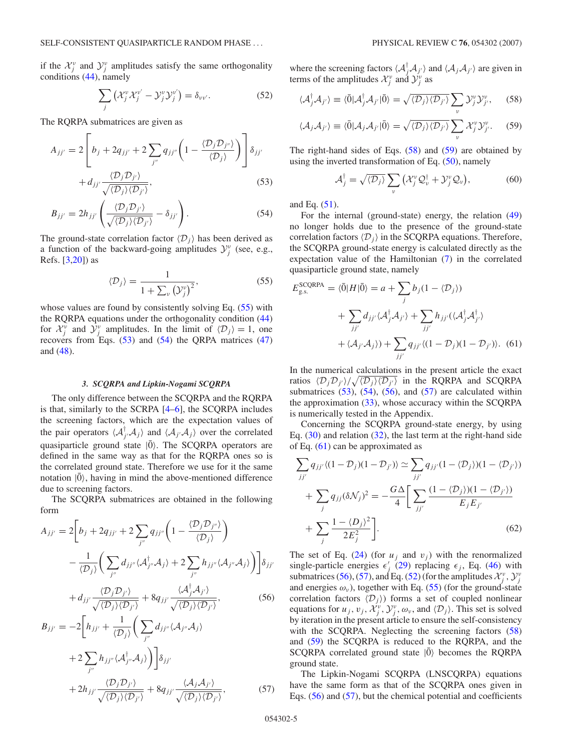if the $\mathcal{X}_j^\nu$ and $\mathcal{Y}_j^\nu$ amplitudes satisfy the same orthogonality conditions (44), namely

$$\sum_j \left(\mathcal{X}_j^\nu \mathcal{X}_j^{\nu'} - \mathcal{Y}_j^\nu \mathcal{Y}_j^{\nu'}\right) = \delta_{\nu\nu'}. \tag{52}$$

The RQRPA submatrices are given as

$$A_{jj'} = 2\left[b_j + 2q_{jj'} + 2\sum_{j''} q_{jj''}\left(1 - \frac{\langle \mathcal{D}_j \mathcal{D}_{j''}\rangle}{\langle \mathcal{D}_j\rangle}\right)\right]\delta_{jj'} + d_{jj'}\frac{\langle \mathcal{D}_j \mathcal{D}_{j'}\rangle}{\sqrt{\langle \mathcal{D}_j\rangle\langle \mathcal{D}_{j'}\rangle}}, \tag{53}$$

$$B_{jj'} = 2h_{jj'}\left(\frac{\langle \mathcal{D}_j \mathcal{D}_{j'}\rangle}{\sqrt{\langle \mathcal{D}_j\rangle\langle \mathcal{D}_{j'}\rangle}} - \delta_{jj'}\right). \tag{54}$$

The ground-state correlation factor $\langle \mathcal{D}_j\rangle$ has been derived as a function of the backward-going amplitudes $\mathcal{Y}_j^\nu$ (see, e.g., Refs. [3,20]) as

$$\langle \mathcal{D}_j\rangle = \frac{1}{1 + \sum_\nu \left(\mathcal{Y}_j^\nu\right)^2}, \tag{55}$$

whose values are found by consistently solving Eq. (55) with the RQRPA equations under the orthogonality condition (44) for $\mathcal{X}_j^\nu$ and $\mathcal{Y}_j^\nu$ amplitudes. In the limit of $\langle \mathcal{D}_j\rangle = 1$, one recovers from Eqs. (53) and (54) the QRPA matrices (47) and (48).

### 3. SCQRPA and Lipkin-Nogami SCQRPA

The only difference between the SCQRPA and the RQRPA is that, similarly to the SCRPA [4–6], the SCQRPA includes the screening factors, which are the expectation values of the pair operators $\langle \mathcal{A}_{j'}^\dagger \mathcal{A}_j\rangle$ and $\langle \mathcal{A}_{j'} \mathcal{A}_j\rangle$ over the correlated quasiparticle ground state $|\bar{0}\rangle$. The SCQRPA operators are defined in the same way as that for the RQRPA ones so is the correlated ground state. Therefore we use for it the same notation $|\bar{0}\rangle$, having in mind the above-mentioned difference due to screening factors.

The SCQRPA submatrices are obtained in the following form

$$\begin{aligned}A_{jj'} = {}& 2\Bigg[b_j + 2q_{jj'} + 2\sum_{j''} q_{jj''}\left(1 - \frac{\langle \mathcal{D}_j \mathcal{D}_{j''}\rangle}{\langle \mathcal{D}_j\rangle}\right) \\ &- \frac{1}{\langle \mathcal{D}_j\rangle}\left(\sum_{j''} d_{jj''}\langle \mathcal{A}_{j''}^\dagger \mathcal{A}_j\rangle + 2\sum_{j''} h_{jj''}\langle \mathcal{A}_{j''} \mathcal{A}_j\rangle\right)\Bigg]\delta_{jj'} \\ &+ d_{jj'}\frac{\langle \mathcal{D}_j \mathcal{D}_{j'}\rangle}{\sqrt{\langle \mathcal{D}_j\rangle\langle \mathcal{D}_{j'}\rangle}} + 8q_{jj'}\frac{\langle \mathcal{A}_j^\dagger \mathcal{A}_{j'}\rangle}{\sqrt{\langle \mathcal{D}_j\rangle\langle \mathcal{D}_{j'}\rangle}},\end{aligned} \tag{56}$$

$$\begin{aligned}B_{jj'} = {}& -2\Bigg[h_{jj'} + \frac{1}{\langle \mathcal{D}_j\rangle}\Bigg(\sum_{j''} d_{jj''}\langle \mathcal{A}_{j''} \mathcal{A}_j\rangle \\ &+ 2\sum_{j''} h_{jj''}\langle \mathcal{A}_{j''}^\dagger \mathcal{A}_j\rangle\Bigg)\Bigg]\delta_{jj'} \\ &+ 2h_{jj'}\frac{\langle \mathcal{D}_j \mathcal{D}_{j'}\rangle}{\sqrt{\langle \mathcal{D}_j\rangle\langle \mathcal{D}_{j'}\rangle}} + 8q_{jj'}\frac{\langle \mathcal{A}_j \mathcal{A}_{j'}\rangle}{\sqrt{\langle \mathcal{D}_j\rangle\langle \mathcal{D}_{j'}\rangle}},\end{aligned} \tag{57}$$

where the screening factors $\langle \mathcal{A}_j^\dagger \mathcal{A}_{j'}\rangle$ and $\langle \mathcal{A}_j \mathcal{A}_{j'}\rangle$ are given in terms of the amplitudes $\mathcal{X}_j^\nu$ and $\mathcal{Y}_j^\nu$ as

$$\langle \mathcal{A}_j^\dagger \mathcal{A}_{j'}\rangle \equiv \langle \bar{0}|\mathcal{A}_j^\dagger \mathcal{A}_{j'}|\bar{0}\rangle = \sqrt{\langle \mathcal{D}_j\rangle\langle \mathcal{D}_{j'}\rangle}\sum_\nu \mathcal{Y}_j^\nu \mathcal{Y}_{j'}^\nu, \tag{58}$$

$$\langle \mathcal{A}_j \mathcal{A}_{j'}\rangle \equiv \langle \bar{0}|\mathcal{A}_j \mathcal{A}_{j'}|\bar{0}\rangle = \sqrt{\langle \mathcal{D}_j\rangle\langle \mathcal{D}_{j'}\rangle}\sum_\nu \mathcal{X}_j^\nu \mathcal{Y}_{j'}^\nu. \tag{59}$$

The right-hand sides of Eqs. (58) and (59) are obtained by using the inverted transformation of Eq. (50), namely

$$\mathcal{A}_j^\dagger = \sqrt{\langle \mathcal{D}_j\rangle}\sum_\nu \left(\mathcal{X}_j^\nu \mathcal{Q}_\nu^\dagger + \mathcal{Y}_j^\nu \mathcal{Q}_\nu\right), \tag{60}$$

and Eq. (51).

For the internal (ground-state) energy, the relation (49) no longer holds due to the presence of the ground-state correlation factors $\langle \mathcal{D}_j\rangle$ in the SCQRPA equations. Therefore, the SCQRPA ground-state energy is calculated directly as the expectation value of the Hamiltonian (7) in the correlated quasiparticle ground state, namely

$$\begin{aligned}E_{\rm g.s.}^{\rm SCQRPA} = {}& \langle \bar{0}|H|\bar{0}\rangle = a + \sum_j b_j(1 - \langle \mathcal{D}_j\rangle) \\ &+ \sum_{jj'} d_{jj'}\langle \mathcal{A}_j^\dagger \mathcal{A}_{j'}\rangle + \sum_{jj'} h_{jj'}(\langle \mathcal{A}_j^\dagger \mathcal{A}_{j'}^\dagger\rangle \\ &+ \langle \mathcal{A}_{j'} \mathcal{A}_j\rangle) + \sum_{jj'} q_{jj'}\langle(1 - \mathcal{D}_j)(1 - \mathcal{D}_{j'})\rangle.\end{aligned} \tag{61}$$

In the numerical calculations in the present article the exact ratios $\langle \mathcal{D}_j \mathcal{D}_{j'}\rangle/\sqrt{\langle \mathcal{D}_j\rangle\langle \mathcal{D}_{j'}\rangle}$ in the RQRPA and SCQRPA submatrices (53), (54), (56), and (57) are calculated within the approximation (33), whose accuracy within the SCQRPA is numerically tested in the Appendix.

Concerning the SCQRPA ground-state energy, by using Eq. (30) and relation (32), the last term at the right-hand side of Eq. (61) can be approximated as

$$\begin{aligned}\sum_{jj'} q_{jj'}\langle(1 - \mathcal{D}_j)(1 - \mathcal{D}_{j'})\rangle \simeq {}& \sum_{jj'} q_{jj'}(1 - \langle \mathcal{D}_j\rangle)(1 - \langle \mathcal{D}_{j'}\rangle) \\ &+ \sum_j q_{jj}(\delta\mathcal{N}_j)^2 = -\frac{G\Delta}{4}\Bigg[\sum_{jj'}\frac{(1 - \langle \mathcal{D}_j\rangle)(1 - \langle \mathcal{D}_{j'}\rangle)}{E_j E_{j'}} \\ &+ \sum_j \frac{1 - \langle \mathcal{D}_j\rangle^2}{2E_j^2}\Bigg].\end{aligned} \tag{62}$$

The set of Eq. (24) (for $u_j$ and $v_j$) with the renormalized single-particle energies $\epsilon_j'$ (29) replacing $\epsilon_j$, Eq. (46) with submatrices (56), (57), and Eq. (52) (for the amplitudes $\mathcal{X}_j^\nu$, $\mathcal{Y}_j^\nu$ and energies $\omega_\nu$), together with Eq. (55) (for the ground-state correlation factors $\langle \mathcal{D}_j\rangle$) forms a set of coupled nonlinear equations for $u_j$, $v_j$, $\mathcal{X}_j^\nu$, $\mathcal{Y}_j^\nu$, $\omega_\nu$, and $\langle \mathcal{D}_j\rangle$. This set is solved by iteration in the present article to ensure the self-consistency with the SCQRPA. Neglecting the screening factors (58) and (59) the SCQRPA is reduced to the RQRPA, and the SCQRPA correlated ground state $|\bar{0}\rangle$ becomes the RQRPA ground state.

The Lipkin-Nogami SCQRPA (LNSCQRPA) equations have the same form as that of the SCQRPA ones given in Eqs. (56) and (57), but the chemical potential and coefficients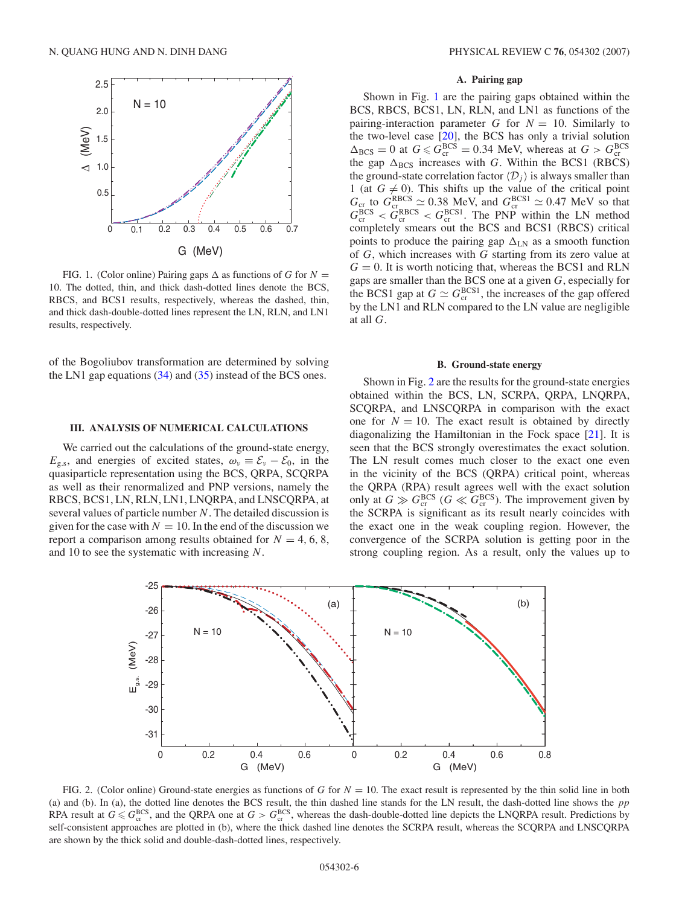FIG. 1. (Color online) Pairing gaps $\Delta$ as functions of $G$ for $N = 10$. The dotted, thin, and thick dash-dotted lines denote the BCS, RBCS, and BCS1 results, respectively, whereas the dashed, thin, and thick dash-double-dotted lines represent the LN, RLN, and LN1 results, respectively.

of the Bogoliubov transformation are determined by solving the LN1 gap equations (34) and (35) instead of the BCS ones.

## III. ANALYSIS OF NUMERICAL CALCULATIONS

We carried out the calculations of the ground-state energy, $E_{\mathrm{g.s}}$, and energies of excited states, $\omega_\nu \equiv \mathcal{E}_\nu - \mathcal{E}_0$, in the quasiparticle representation using the BCS, QRPA, SCQRPA as well as their renormalized and PNP versions, namely the RBCS, BCS1, LN, RLN, LN1, LNQRPA, and LNSCQRPA, at several values of particle number $N$. The detailed discussion is given for the case with $N = 10$. In the end of the discussion we report a comparison among results obtained for $N = 4$, 6, 8, and 10 to see the systematic with increasing $N$.

### A. Pairing gap

Shown in Fig. 1 are the pairing gaps obtained within the BCS, RBCS, BCS1, LN, RLN, and LN1 as functions of the pairing-interaction parameter $G$ for $N = 10$. Similarly to the two-level case [20], the BCS has only a trivial solution $\Delta_{\rm BCS} = 0$ at $G \leqslant G_{\rm cr}^{\rm BCS} = 0.34$ MeV, whereas at $G > G_{\rm cr}^{\rm BCS}$ the gap $\Delta_{\rm BCS}$ increases with $G$. Within the BCS1 (RBCS) the ground-state correlation factor $\langle \mathcal{D}_j \rangle$ is always smaller than 1 (at $G \neq 0$). This shifts up the value of the critical point $G_{\rm cr}$ to $G_{\rm cr}^{\rm RBCS} \simeq 0.38$ MeV, and $G_{\rm cr}^{\rm BCS1} \simeq 0.47$ MeV so that $G_{\rm cr}^{\rm BCS} < G_{\rm cr}^{\rm RBCS} < G_{\rm cr}^{\rm BCS1}$. The PNP within the LN method completely smears out the BCS and BCS1 (RBCS) critical points to produce the pairing gap $\Delta_{\rm LN}$ as a smooth function of $G$, which increases with $G$ starting from its zero value at $G = 0$. It is worth noticing that, whereas the BCS1 and RLN gaps are smaller than the BCS one at a given $G$, especially for the BCS1 gap at $G \simeq G_{\rm cr}^{\rm BCS1}$, the increases of the gap offered by the LN1 and RLN compared to the LN value are negligible at all $G$.

### B. Ground-state energy

Shown in Fig. 2 are the results for the ground-state energies obtained within the BCS, LN, SCRPA, QRPA, LNQRPA, SCQRPA, and LNSCQRPA in comparison with the exact one for $N = 10$. The exact result is obtained by directly diagonalizing the Hamiltonian in the Fock space [21]. It is seen that the BCS strongly overestimates the exact solution. The LN result comes much closer to the exact one even in the vicinity of the BCS (QRPA) critical point, whereas the QRPA (RPA) result agrees well with the exact solution only at $G \gg G_{\rm cr}^{\rm BCS}$ ($G \ll G_{\rm cr}^{\rm BCS}$). The improvement given by the SCRPA is significant as its result nearly coincides with the exact one in the weak coupling region. However, the convergence of the SCRPA solution is getting poor in the strong coupling region. As a result, only the values up to

FIG. 2. (Color online) Ground-state energies as functions of $G$ for $N = 10$. The exact result is represented by the thin solid line in both (a) and (b). In (a), the dotted line denotes the BCS result, the thin dashed line stands for the LN result, the dash-dotted line shows the *pp* RPA result at $G \leqslant G_{\rm cr}^{\rm BCS}$, and the QRPA one at $G > G_{\rm cr}^{\rm BCS}$, whereas the dash-double-dotted line depicts the LNQRPA result. Predictions by self-consistent approaches are plotted in (b), where the thick dashed line denotes the SCRPA result, whereas the SCQRPA and LNSCQRPA are shown by the thick solid and double-dash-dotted lines, respectively.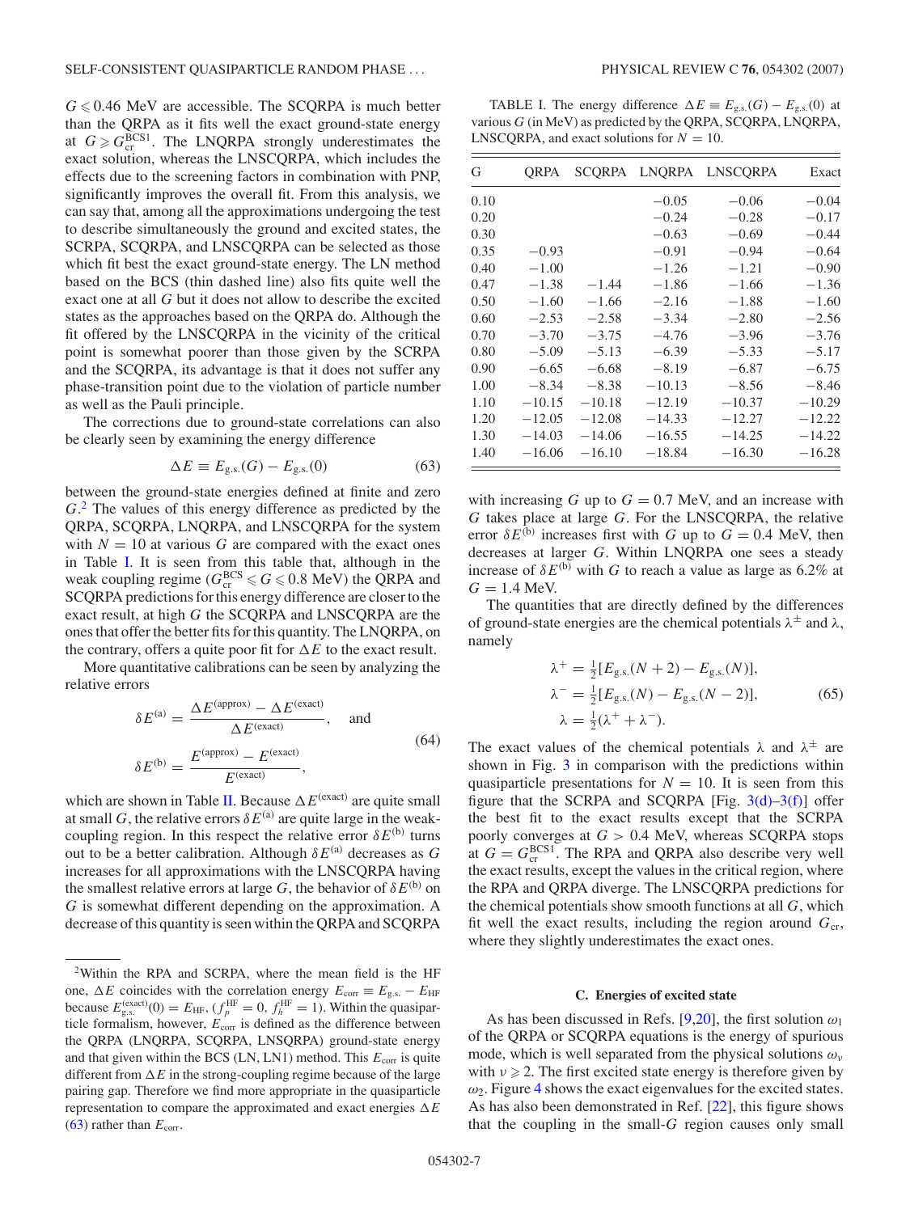$G \leqslant 0.46$ MeV are accessible. The SCQRPA is much better than the QRPA as it fits well the exact ground-state energy at $G \geqslant G_{\rm cr}^{\rm BCS1}$. The LNQRPA strongly underestimates the exact solution, whereas the LNSCQRPA, which includes the effects due to the screening factors in combination with PNP, significantly improves the overall fit. From this analysis, we can say that, among all the approximations undergoing the test to describe simultaneously the ground and excited states, the SCRPA, SCQRPA, and LNSCQRPA can be selected as those which fit best the exact ground-state energy. The LN method based on the BCS (thin dashed line) also fits quite well the exact one at all $G$ but it does not allow to describe the excited states as the approaches based on the QRPA do. Although the fit offered by the LNSCQRPA in the vicinity of the critical point is somewhat poorer than those given by the SCRPA and the SCQRPA, its advantage is that it does not suffer any phase-transition point due to the violation of particle number as well as the Pauli principle.

The corrections due to ground-state correlations can also be clearly seen by examining the energy difference

$$\Delta E \equiv E_{\rm g.s.}(G) - E_{\rm g.s.}(0) \tag{63}$$

between the ground-state energies defined at finite and zero $G$.[2] The values of this energy difference as predicted by the QRPA, SCQRPA, LNQRPA, and LNSCQRPA for the system with $N = 10$ at various $G$ are compared with the exact ones in Table I. It is seen from this table that, although in the weak coupling regime ($G_{\rm cr}^{\rm BCS} \leqslant G \leqslant 0.8$ MeV) the QRPA and SCQRPA predictions for this energy difference are closer to the exact result, at high $G$ the SCQRPA and LNSCQRPA are the ones that offer the better fits for this quantity. The LNQRPA, on the contrary, offers a quite poor fit for $\Delta E$ to the exact result.

More quantitative calibrations can be seen by analyzing the relative errors

$$\delta E^{(a)} = \frac{\Delta E^{(\rm approx)} - \Delta E^{(\rm exact)}}{\Delta E^{(\rm exact)}}, \quad \text{and}$$
$$\delta E^{(b)} = \frac{E^{(\rm approx)} - E^{(\rm exact)}}{E^{(\rm exact)}}, \tag{64}$$

which are shown in Table II. Because $\Delta E^{(\rm exact)}$ are quite small at small $G$, the relative errors $\delta E^{(a)}$ are quite large in the weak-coupling region. In this respect the relative error $\delta E^{(b)}$ turns out to be a better calibration. Although $\delta E^{(a)}$ decreases as $G$ increases for all approximations with the LNSCQRPA having the smallest relative errors at large $G$, the behavior of $\delta E^{(b)}$ on $G$ is somewhat different depending on the approximation. A decrease of this quantity is seen within the QRPA and SCQRPA with increasing $G$ up to $G = 0.7$ MeV, and an increase with $G$ takes place at large $G$. For the LNSCQRPA, the relative error $\delta E^{(b)}$ increases first with $G$ up to $G = 0.4$ MeV, then decreases at larger $G$. Within LNQRPA one sees a steady increase of $\delta E^{(b)}$ with $G$ to reach a value as large as 6.2% at $G = 1.4$ MeV.

TABLE I. The energy difference $\Delta E \equiv E_{\rm g.s.}(G) - E_{\rm g.s.}(0)$ at various $G$ (in MeV) as predicted by the QRPA, SCQRPA, LNQRPA, LNSCQRPA, and exact solutions for $N = 10$.

| G | QRPA | SCQRPA | LNQRPA | LNSCQRPA | Exact |
|---|---|---|---|---|---|
| 0.10 | | | −0.05 | −0.06 | −0.04 |
| 0.20 | | | −0.24 | −0.28 | −0.17 |
| 0.30 | | | −0.63 | −0.69 | −0.44 |
| 0.35 | −0.93 | | −0.91 | −0.94 | −0.64 |
| 0.40 | −1.00 | | −1.26 | −1.21 | −0.90 |
| 0.47 | −1.38 | −1.44 | −1.86 | −1.66 | −1.36 |
| 0.50 | −1.60 | −1.66 | −2.16 | −1.88 | −1.60 |
| 0.60 | −2.53 | −2.58 | −3.34 | −2.80 | −2.56 |
| 0.70 | −3.70 | −3.75 | −4.76 | −3.96 | −3.76 |
| 0.80 | −5.09 | −5.13 | −6.39 | −5.33 | −5.17 |
| 0.90 | −6.65 | −6.68 | −8.19 | −6.87 | −6.75 |
| 1.00 | −8.34 | −8.38 | −10.13 | −8.56 | −8.46 |
| 1.10 | −10.15 | −10.18 | −12.19 | −10.37 | −10.29 |
| 1.20 | −12.05 | −12.08 | −14.33 | −12.27 | −12.22 |
| 1.30 | −14.03 | −14.06 | −16.55 | −14.25 | −14.22 |
| 1.40 | −16.06 | −16.10 | −18.84 | −16.30 | −16.28 |

The quantities that are directly defined by the differences of ground-state energies are the chemical potentials $\lambda^{\pm}$ and $\lambda$, namely

$$\begin{aligned}
\lambda^{+} &= \tfrac{1}{2}[E_{\rm g.s.}(N+2) - E_{\rm g.s.}(N)],\\
\lambda^{-} &= \tfrac{1}{2}[E_{\rm g.s.}(N) - E_{\rm g.s.}(N-2)],\\
\lambda &= \tfrac{1}{2}(\lambda^{+} + \lambda^{-}).
\end{aligned} \tag{65}$$

The exact values of the chemical potentials $\lambda$ and $\lambda^{\pm}$ are shown in Fig. 3 in comparison with the predictions within quasiparticle presentations for $N = 10$. It is seen from this figure that the SCRPA and SCQRPA [Fig. 3(d)–3(f)] offer the best fit to the exact results except that the SCRPA poorly converges at $G > 0.4$ MeV, whereas SCQRPA stops at $G = G_{\rm cr}^{\rm BCS1}$. The RPA and QRPA also describe very well the exact results, except the values in the critical region, where the RPA and QRPA diverge. The LNSCQRPA predictions for the chemical potentials show smooth functions at all $G$, which fit well the exact results, including the region around $G_{\rm cr}$, where they slightly underestimate the exact ones.

### C. Energies of excited state

As has been discussed in Refs. [9,20], the first solution $\omega_1$ of the QRPA or SCQRPA equations is the energy of spurious mode, which is well separated from the physical solutions $\omega_\nu$ with $\nu \geqslant 2$. The first excited state energy is therefore given by $\omega_2$. Figure 4 shows the exact eigenvalues for the excited states. As has also been demonstrated in Ref. [22], this figure shows that the coupling in the small-$G$ region causes only small

---

[2] Within the RPA and SCRPA, where the mean field is the HF one, $\Delta E$ coincides with the correlation energy $E_{\rm corr} \equiv E_{\rm g.s.} - E_{\rm HF}$ because $E_{\rm g.s.}^{(\rm exact)}(0) = E_{\rm HF}$, ($f_p^{\rm HF} = 0$, $f_h^{\rm HF} = 1$). Within the quasiparticle formalism, however, $E_{\rm corr}$ is defined as the difference between the QRPA (LNQRPA, SCQRPA, LNSCQRPA) ground-state energy and that given within the BCS (LN, LN1) method. This $E_{\rm corr}$ is quite different from $\Delta E$ in the strong-coupling regime because of the large pairing gap. Therefore we find more appropriate in the quasiparticle representation to compare the approximated and exact energies $\Delta E$ (63) rather than $E_{\rm corr}$.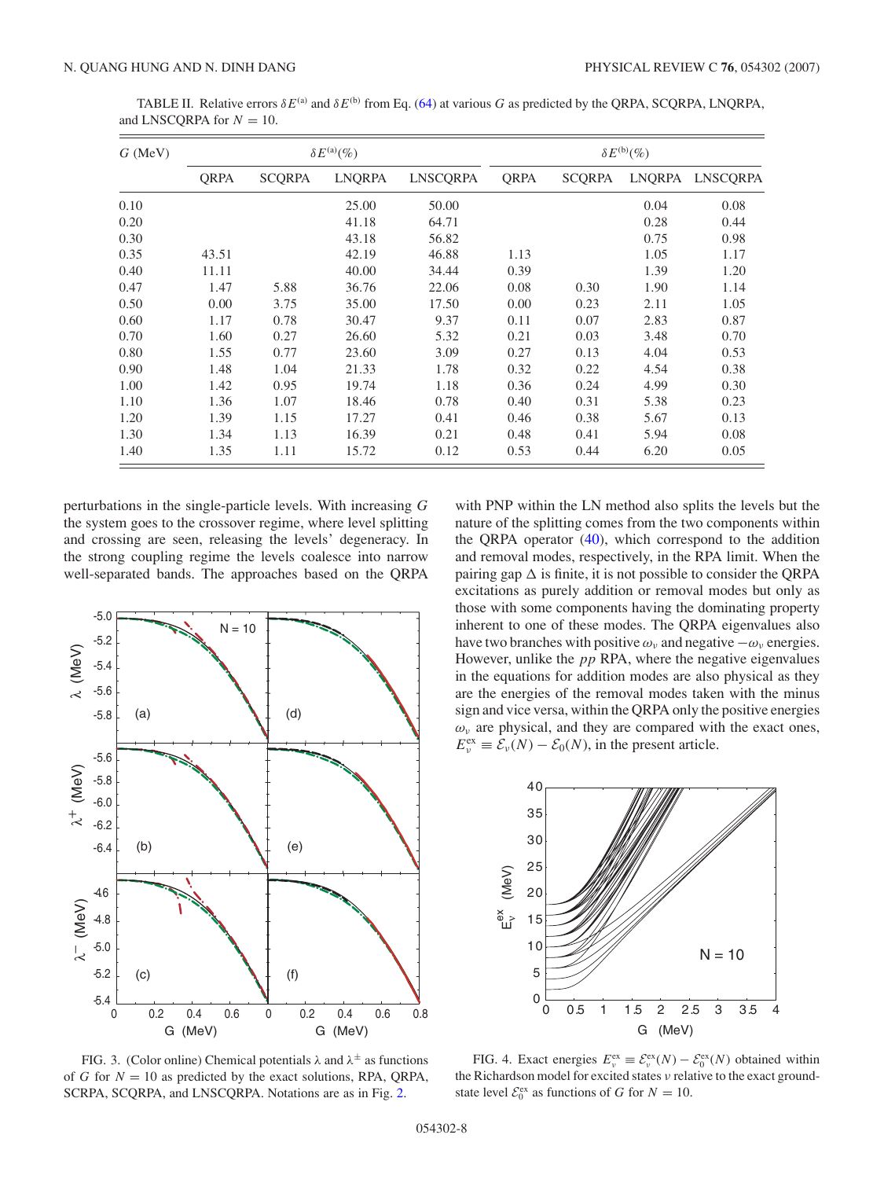TABLE II. Relative errors $\delta E^{(a)}$ and $\delta E^{(b)}$ from Eq. (64) at various $G$ as predicted by the QRPA, SCQRPA, LNQRPA, and LNSCQRPA for $N = 10$.

| $G$ (MeV) | $\delta E^{(a)}(\%)$ | | | | $\delta E^{(b)}(\%)$ | | | |
|---|---|---|---|---|---|---|---|---|
| | QRPA | SCQRPA | LNQRPA | LNSCQRPA | QRPA | SCQRPA | LNQRPA | LNSCQRPA |
| 0.10 | | | 25.00 | 50.00 | | | 0.04 | 0.08 |
| 0.20 | | | 41.18 | 64.71 | | | 0.28 | 0.44 |
| 0.30 | | | 43.18 | 56.82 | | | 0.75 | 0.98 |
| 0.35 | 43.51 | | 42.19 | 46.88 | 1.13 | | 1.05 | 1.17 |
| 0.40 | 11.11 | | 40.00 | 34.44 | 0.39 | | 1.39 | 1.20 |
| 0.47 | 1.47 | 5.88 | 36.76 | 22.06 | 0.08 | 0.30 | 1.90 | 1.14 |
| 0.50 | 0.00 | 3.75 | 35.00 | 17.50 | 0.00 | 0.23 | 2.11 | 1.05 |
| 0.60 | 1.17 | 0.78 | 30.47 | 9.37 | 0.11 | 0.07 | 2.83 | 0.87 |
| 0.70 | 1.60 | 0.27 | 26.60 | 5.32 | 0.21 | 0.03 | 3.48 | 0.70 |
| 0.80 | 1.55 | 0.77 | 23.60 | 3.09 | 0.27 | 0.13 | 4.04 | 0.53 |
| 0.90 | 1.48 | 1.04 | 21.33 | 1.78 | 0.32 | 0.22 | 4.54 | 0.38 |
| 1.00 | 1.42 | 0.95 | 19.74 | 1.18 | 0.36 | 0.24 | 4.99 | 0.30 |
| 1.10 | 1.36 | 1.07 | 18.46 | 0.78 | 0.40 | 0.31 | 5.38 | 0.23 |
| 1.20 | 1.39 | 1.15 | 17.27 | 0.41 | 0.46 | 0.38 | 5.67 | 0.13 |
| 1.30 | 1.34 | 1.13 | 16.39 | 0.21 | 0.48 | 0.41 | 5.94 | 0.08 |
| 1.40 | 1.35 | 1.11 | 15.72 | 0.12 | 0.53 | 0.44 | 6.20 | 0.05 |

perturbations in the single-particle levels. With increasing $G$ the system goes to the crossover regime, where level splitting and crossing are seen, releasing the levels' degeneracy. In the strong coupling regime the levels coalesce into narrow well-separated bands. The approaches based on the QRPA with PNP within the LN method also splits the levels but the nature of the splitting comes from the two components within the QRPA operator (40), which correspond to the addition and removal modes, respectively, in the RPA limit. When the pairing gap $\Delta$ is finite, it is not possible to consider the QRPA excitations as purely addition or removal modes but only as those with some components having the dominating property inherent to one of these modes. The QRPA eigenvalues also have two branches with positive $\omega_\nu$ and negative $-\omega_\nu$ energies. However, unlike the $pp$ RPA, where the negative eigenvalues in the equations for addition modes are also physical as they are the energies of the removal modes taken with the minus sign and vice versa, within the QRPA only the positive energies $\omega_\nu$ are physical, and they are compared with the exact ones, $E_\nu^{ex} \equiv \mathcal{E}_\nu(N) - \mathcal{E}_0(N)$, in the present article.

FIG. 3. (Color online) Chemical potentials $\lambda$ and $\lambda^{\pm}$ as functions of $G$ for $N = 10$ as predicted by the exact solutions, RPA, QRPA, SCRPA, SCQRPA, and LNSCQRPA. Notations are as in Fig. 2.

FIG. 4. Exact energies $E_\nu^{ex} \equiv \mathcal{E}_\nu^{ex}(N) - \mathcal{E}_0^{ex}(N)$ obtained within the Richardson model for excited states $\nu$ relative to the exact ground-state level $\mathcal{E}_0^{ex}$ as functions of $G$ for $N = 10$.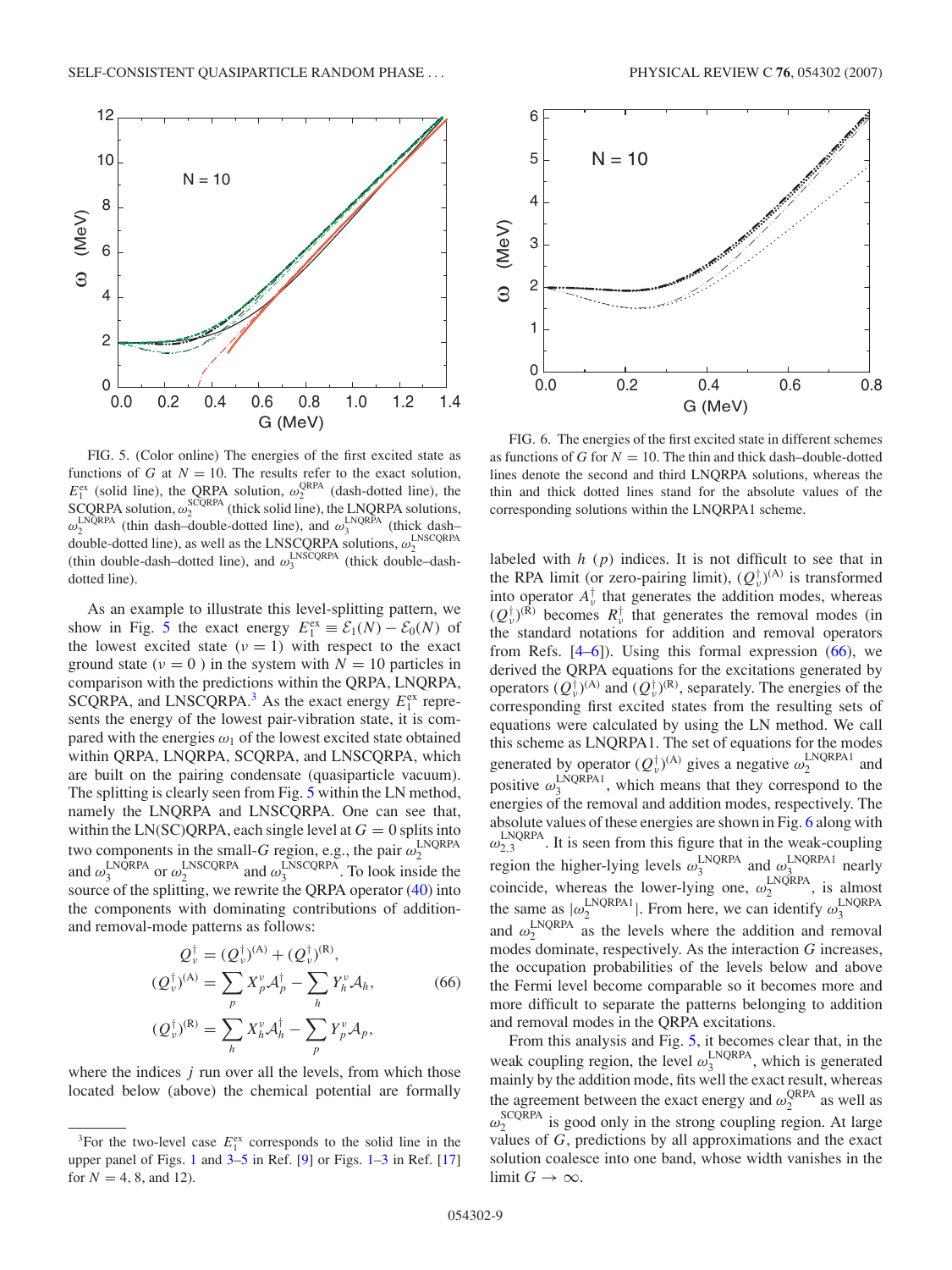FIG. 5. (Color online) The energies of the first excited state as functions of $G$ at $N = 10$. The results refer to the exact solution, $E_1^{\rm ex}$ (solid line), the QRPA solution, $\omega_2^{\rm QRPA}$ (dash-dotted line), the SCQRPA solution, $\omega_2^{\rm SCQRPA}$ (thick solid line), the LNQRPA solutions, $\omega_2^{\rm LNQRPA}$ (thin dash–double-dotted line), and $\omega_3^{\rm LNQRPA}$ (thick dash–double-dotted line), as well as the LNSCQRPA solutions, $\omega_2^{\rm LNSCQRPA}$ (thin double-dash–dotted line), and $\omega_3^{\rm LNSCQRPA}$ (thick double–dash-dotted line).

FIG. 6. The energies of the first excited state in different schemes as functions of $G$ for $N = 10$. The thin and thick dash–double-dotted lines denote the second and third LNQRPA solutions, whereas the thin and thick dotted lines stand for the absolute values of the corresponding solutions within the LNQRPA1 scheme.

As an example to illustrate this level-splitting pattern, we show in Fig. 5 the exact energy $E_1^{\rm ex} \equiv \mathcal{E}_1(N) - \mathcal{E}_0(N)$ of the lowest excited state ($\nu = 1$) with respect to the exact ground state ($\nu = 0$ ) in the system with $N = 10$ particles in comparison with the predictions within the QRPA, LNQRPA, SCQRPA, and LNSCQRPA.[3] As the exact energy $E_1^{\rm ex}$ represents the energy of the lowest pair-vibration state, it is compared with the energies $\omega_1$ of the lowest excited state obtained within QRPA, LNQRPA, SCQRPA, and LNSCQRPA, which are built on the pairing condensate (quasiparticle vacuum). The splitting is clearly seen from Fig. 5 within the LN method, namely the LNQRPA and LNSCQRPA. One can see that, within the LN(SC)QRPA, each single level at $G = 0$ splits into two components in the small-$G$ region, e.g., the pair $\omega_2^{\rm LNQRPA}$ and $\omega_3^{\rm LNQRPA}$ or $\omega_2^{\rm LNSCQRPA}$ and $\omega_3^{\rm LNSCQRPA}$. To look inside the source of the splitting, we rewrite the QRPA operator (40) into the components with dominating contributions of addition- and removal-mode patterns as follows:

$$
\begin{aligned}
Q_\nu^\dagger &= (Q_\nu^\dagger)^{(\rm A)} + (Q_\nu^\dagger)^{(\rm R)}, \\
(Q_\nu^\dagger)^{(\rm A)} &= \sum_p X_p^\nu \mathcal{A}_p^\dagger - \sum_h Y_h^\nu \mathcal{A}_h, \qquad (66)\\
(Q_\nu^\dagger)^{(\rm R)} &= \sum_h X_h^\nu \mathcal{A}_h^\dagger - \sum_p Y_p^\nu \mathcal{A}_p,
\end{aligned}
$$

where the indices $j$ run over all the levels, from which those located below (above) the chemical potential are formally labeled with $h$ ($p$) indices. It is not difficult to see that in the RPA limit (or zero-pairing limit), $(Q_\nu^\dagger)^{(\rm A)}$ is transformed into operator $A_\nu^\dagger$ that generates the addition modes, whereas $(Q_\nu^\dagger)^{(\rm R)}$ becomes $R_\nu^\dagger$ that generates the removal modes (in the standard notations for addition and removal operators from Refs. [4–6]). Using this formal expression (66), we derived the QRPA equations for the excitations generated by operators $(Q_\nu^\dagger)^{(\rm A)}$ and $(Q_\nu^\dagger)^{(\rm R)}$, separately. The energies of the corresponding first excited states from the resulting sets of equations were calculated by using the LN method. We call this scheme as LNQRPA1. The set of equations for the modes generated by operator $(Q_\nu^\dagger)^{(\rm A)}$ gives a negative $\omega_2^{\rm LNQRPA1}$ and positive $\omega_3^{\rm LNQRPA1}$, which means that they correspond to the energies of the removal and addition modes, respectively. The absolute values of these energies are shown in Fig. 6 along with $\omega_{2,3}^{\rm LNQRPA}$. It is seen from this figure that in the weak-coupling region the higher-lying levels $\omega_3^{\rm LNQRPA}$ and $\omega_3^{\rm LNQRPA1}$ nearly coincide, whereas the lower-lying one, $\omega_2^{\rm LNQRPA}$, is almost the same as $|\omega_2^{\rm LNQRPA1}|$. From here, we can identify $\omega_3^{\rm LNQRPA}$ and $\omega_2^{\rm LNQRPA}$ as the levels where the addition and removal modes dominate, respectively. As the interaction $G$ increases, the occupation probabilities of the levels below and above the Fermi level become comparable so it becomes more and more difficult to separate the patterns belonging to addition and removal modes in the QRPA excitations.

From this analysis and Fig. 5, it becomes clear that, in the weak coupling region, the level $\omega_3^{\rm LNQRPA}$, which is generated mainly by the addition mode, fits well the exact result, whereas the agreement between the exact energy and $\omega_2^{\rm QRPA}$ as well as $\omega_2^{\rm SCQRPA}$ is good only in the strong coupling region. At large values of $G$, predictions by all approximations and the exact solution coalesce into one band, whose width vanishes in the limit $G \to \infty$.

[3] For the two-level case $E_1^{\rm ex}$ corresponds to the solid line in the upper panel of Figs. 1 and 3–5 in Ref. [9] or Figs. 1–3 in Ref. [17] for $N = 4$, 8, and 12).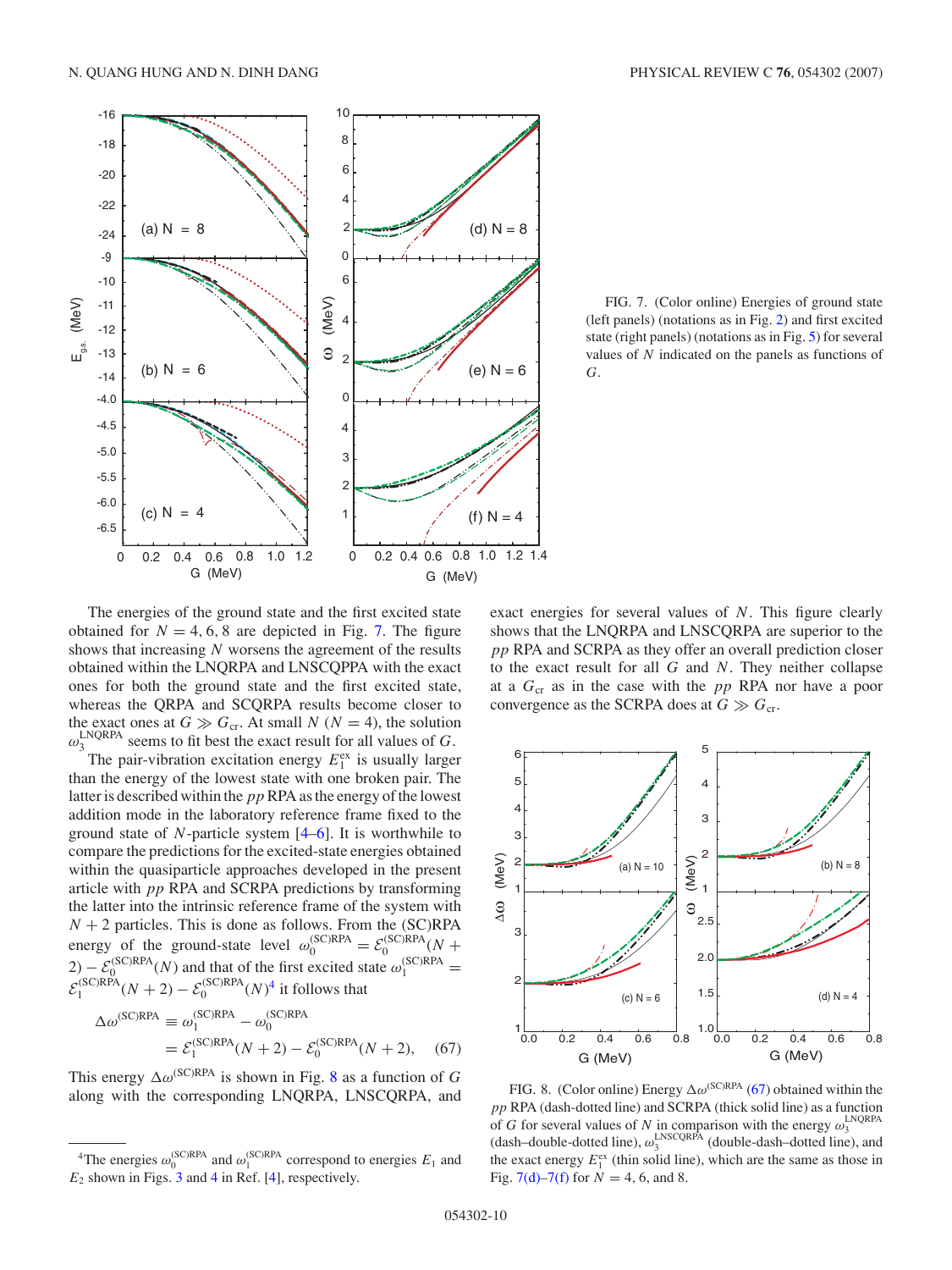FIG. 7. (Color online) Energies of ground state (left panels) (notations as in Fig. 2) and first excited state (right panels) (notations as in Fig. 5) for several values of $N$ indicated on the panels as functions of $G$.

The energies of the ground state and the first excited state obtained for $N = 4, 6, 8$ are depicted in Fig. 7. The figure shows that increasing $N$ worsens the agreement of the results obtained within the LNQRPA and LNSCQPPA with the exact ones for both the ground state and the first excited state, whereas the QRPA and SCQRPA results become closer to the exact ones at $G \gg G_{\rm cr}$. At small $N$ ($N = 4$), the solution $\omega_3^{\rm LNQRPA}$ seems to fit best the exact result for all values of $G$.

The pair-vibration excitation energy $E_1^{\rm ex}$ is usually larger than the energy of the lowest state with one broken pair. The latter is described within the $pp$ RPA as the energy of the lowest addition mode in the laboratory reference frame fixed to the ground state of $N$-particle system [4–6]. It is worthwhile to compare the predictions for the excited-state energies obtained within the quasiparticle approaches developed in the present article with $pp$ RPA and SCRPA predictions by transforming the latter into the intrinsic reference frame of the system with $N + 2$ particles. This is done as follows. From the (SC)RPA energy of the ground-state level $\omega_0^{\rm (SC)RPA} = \mathcal{E}_0^{\rm (SC)RPA}(N + 2) - \mathcal{E}_0^{\rm (SC)RPA}(N)$ and that of the first excited state $\omega_1^{\rm (SC)RPA} = \mathcal{E}_1^{\rm (SC)RPA}(N + 2) - \mathcal{E}_0^{\rm (SC)RPA}(N)$[4] it follows that

$$\Delta\omega^{\rm (SC)RPA} \equiv \omega_1^{\rm (SC)RPA} - \omega_0^{\rm (SC)RPA} = \mathcal{E}_1^{\rm (SC)RPA}(N + 2) - \mathcal{E}_0^{\rm (SC)RPA}(N + 2), \quad (67)$$

This energy $\Delta\omega^{\rm (SC)RPA}$ is shown in Fig. 8 as a function of $G$ along with the corresponding LNQRPA, LNSCQRPA, and exact energies for several values of $N$. This figure clearly shows that the LNQRPA and LNSCQRPA are superior to the $pp$ RPA and SCRPA as they offer an overall prediction closer to the exact result for all $G$ and $N$. They neither collapse at a $G_{\rm cr}$ as in the case with the $pp$ RPA nor have a poor convergence as the SCRPA does at $G \gg G_{\rm cr}$.

FIG. 8. (Color online) Energy $\Delta\omega^{\rm (SC)RPA}$ (67) obtained within the $pp$ RPA (dash-dotted line) and SCRPA (thick solid line) as a function of $G$ for several values of $N$ in comparison with the energy $\omega_3^{\rm LNQRPA}$ (dash–double-dotted line), $\omega_3^{\rm LNSCQRPA}$ (double-dash–dotted line), and the exact energy $E_1^{\rm ex}$ (thin solid line), which are the same as those in Fig. 7(d)–7(f) for $N = 4$, 6, and 8.

[4]The energies $\omega_0^{\rm (SC)RPA}$ and $\omega_1^{\rm (SC)RPA}$ correspond to energies $E_1$ and $E_2$ shown in Figs. 3 and 4 in Ref. [4], respectively.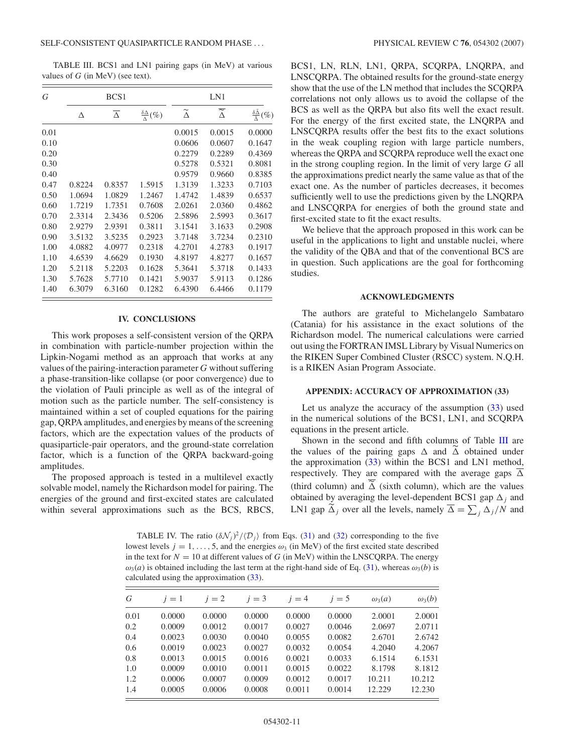TABLE III. BCS1 and LN1 pairing gaps (in MeV) at various values of $G$ (in MeV) (see text).

| $G$ | BCS1 | | | LN1 | | |
|---|---|---|---|---|---|---|
| | $\Delta$ | $\overline{\Delta}$ | $\frac{\delta\Delta}{\Delta}(\%)$ | $\widetilde{\Delta}$ | $\overline{\widetilde{\Delta}}$ | $\frac{\delta\widetilde{\Delta}}{\widetilde{\Delta}}(\%)$ |
| 0.01 | | | | 0.0015 | 0.0015 | 0.0000 |
| 0.10 | | | | 0.0606 | 0.0607 | 0.1647 |
| 0.20 | | | | 0.2279 | 0.2289 | 0.4369 |
| 0.30 | | | | 0.5278 | 0.5321 | 0.8081 |
| 0.40 | | | | 0.9579 | 0.9660 | 0.8385 |
| 0.47 | 0.8224 | 0.8357 | 1.5915 | 1.3139 | 1.3233 | 0.7103 |
| 0.50 | 1.0694 | 1.0829 | 1.2467 | 1.4742 | 1.4839 | 0.6537 |
| 0.60 | 1.7219 | 1.7351 | 0.7608 | 2.0261 | 2.0360 | 0.4862 |
| 0.70 | 2.3314 | 2.3436 | 0.5206 | 2.5896 | 2.5993 | 0.3617 |
| 0.80 | 2.9279 | 2.9391 | 0.3811 | 3.1541 | 3.1633 | 0.2908 |
| 0.90 | 3.5132 | 3.5235 | 0.2923 | 3.7148 | 3.7234 | 0.2310 |
| 1.00 | 4.0882 | 4.0977 | 0.2318 | 4.2701 | 4.2783 | 0.1917 |
| 1.10 | 4.6539 | 4.6629 | 0.1930 | 4.8197 | 4.8277 | 0.1657 |
| 1.20 | 5.2118 | 5.2203 | 0.1628 | 5.3641 | 5.3718 | 0.1433 |
| 1.30 | 5.7628 | 5.7710 | 0.1421 | 5.9037 | 5.9113 | 0.1286 |
| 1.40 | 6.3079 | 6.3160 | 0.1282 | 6.4390 | 6.4466 | 0.1179 |

## IV. CONCLUSIONS

This work proposes a self-consistent version of the QRPA in combination with particle-number projection within the Lipkin-Nogami method as an approach that works at any values of the pairing-interaction parameter $G$ without suffering a phase-transition-like collapse (or poor convergence) due to the violation of Pauli principle as well as of the integral of motion such as the particle number. The self-consistency is maintained within a set of coupled equations for the pairing gap, QRPA amplitudes, and energies by means of the screening factors, which are the expectation values of the products of quasiparticle-pair operators, and the ground-state correlation factor, which is a function of the QRPA backward-going amplitudes.

The proposed approach is tested in a multilevel exactly solvable model, namely the Richardson model for pairing. The energies of the ground and first-excited states are calculated within several approximations such as the BCS, RBCS, BCS1, LN, RLN, LN1, QRPA, SCQRPA, LNQRPA, and LNSCQRPA. The obtained results for the ground-state energy show that the use of the LN method that includes the SCQRPA correlations not only allows us to avoid the collapse of the BCS as well as the QRPA but also fits well the exact result. For the energy of the first excited state, the LNQRPA and LNSCQRPA results offer the best fits to the exact solutions in the weak coupling region with large particle numbers, whereas the QRPA and SCQRPA reproduce well the exact one in the strong coupling region. In the limit of very large $G$ all the approximations predict nearly the same value as that of the exact one. As the number of particles decreases, it becomes sufficiently well to use the predictions given by the LNQRPA and LNSCQRPA for energies of both the ground state and first-excited state to fit the exact results.

We believe that the approach proposed in this work can be useful in the applications to light and unstable nuclei, where the validity of the QBA and that of the conventional BCS are in question. Such applications are the goal for forthcoming studies.

### ACKNOWLEDGMENTS

The authors are grateful to Michelangelo Sambataro (Catania) for his assistance in the exact solutions of the Richardson model. The numerical calculations were carried out using the FORTRAN IMSL Library by Visual Numerics on the RIKEN Super Combined Cluster (RSCC) system. N.Q.H. is a RIKEN Asian Program Associate.

### APPENDIX: ACCURACY OF APPROXIMATION (33)

Let us analyze the accuracy of the assumption (33) used in the numerical solutions of the BCS1, LN1, and SCQRPA equations in the present article.

Shown in the second and fifth columns of Table III are the values of the pairing gaps $\Delta$ and $\widetilde{\Delta}$ obtained under the approximation (33) within the BCS1 and LN1 method, respectively. They are compared with the average gaps $\overline{\Delta}$ (third column) and $\overline{\widetilde{\Delta}}$ (sixth column), which are the values obtained by averaging the level-dependent BCS1 gap $\Delta_j$ and LN1 gap $\widetilde{\Delta}_j$ over all the levels, namely $\overline{\Delta} = \sum_j \Delta_j/N$ and

TABLE IV. The ratio $(\delta\mathcal{N}_j)^2/\langle\mathcal{D}_j\rangle$ from Eqs. (31) and (32) corresponding to the five lowest levels $j = 1, \ldots, 5$, and the energies $\omega_3$ (in MeV) of the first excited state described in the text for $N = 10$ at different values of $G$ (in MeV) within the LNSCQRPA. The energy $\omega_3(a)$ is obtained including the last term at the right-hand side of Eq. (31), whereas $\omega_3(b)$ is calculated using the approximation (33).

| $G$ | $j=1$ | $j=2$ | $j=3$ | $j=4$ | $j=5$ | $\omega_3(a)$ | $\omega_3(b)$ |
|---|---|---|---|---|---|---|---|
| 0.01 | 0.0000 | 0.0000 | 0.0000 | 0.0000 | 0.0000 | 2.0001 | 2.0001 |
| 0.2 | 0.0009 | 0.0012 | 0.0017 | 0.0027 | 0.0046 | 2.0697 | 2.0711 |
| 0.4 | 0.0023 | 0.0030 | 0.0040 | 0.0055 | 0.0082 | 2.6701 | 2.6742 |
| 0.6 | 0.0019 | 0.0023 | 0.0027 | 0.0032 | 0.0054 | 4.2040 | 4.2067 |
| 0.8 | 0.0013 | 0.0015 | 0.0016 | 0.0021 | 0.0033 | 6.1514 | 6.1531 |
| 1.0 | 0.0009 | 0.0010 | 0.0011 | 0.0015 | 0.0022 | 8.1798 | 8.1812 |
| 1.2 | 0.0006 | 0.0007 | 0.0009 | 0.0012 | 0.0017 | 10.211 | 10.212 |
| 1.4 | 0.0005 | 0.0006 | 0.0008 | 0.0011 | 0.0014 | 12.229 | 12.230 |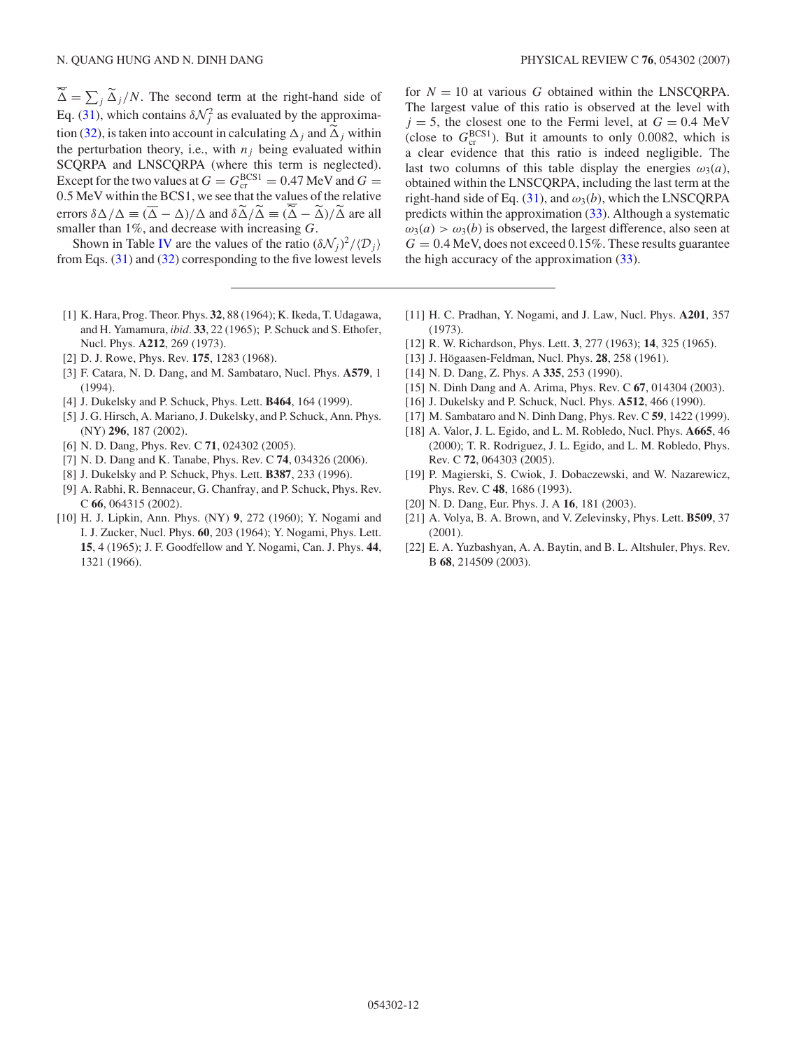$\overline{\widetilde{\Delta}} = \sum_j \widetilde{\Delta}_j/N$. The second term at the right-hand side of Eq. (31), which contains $\delta\mathcal{N}_j^2$ as evaluated by the approximation (32), is taken into account in calculating $\Delta_j$ and $\widetilde{\Delta}_j$ within the perturbation theory, i.e., with $n_j$ being evaluated within SCQRPA and LNSCQRPA (where this term is neglected). Except for the two values at $G = G_{\rm cr}^{\rm BCS1} = 0.47$ MeV and $G = 0.5$ MeV within the BCS1, we see that the values of the relative errors $\delta\Delta/\Delta \equiv (\overline{\Delta} - \Delta)/\Delta$ and $\delta\widetilde{\Delta}/\widetilde{\Delta} \equiv (\overline{\widetilde{\Delta}} - \widetilde{\Delta})/\widetilde{\Delta}$ are all smaller than 1%, and decrease with increasing $G$.

Shown in Table IV are the values of the ratio $(\delta\mathcal{N}_j)^2/\langle\mathcal{D}_j\rangle$ from Eqs. (31) and (32) corresponding to the five lowest levels for $N = 10$ at various $G$ obtained within the LNSCQRPA. The largest value of this ratio is observed at the level with $j = 5$, the closest one to the Fermi level, at $G = 0.4$ MeV (close to $G_{\rm cr}^{\rm BCS1}$). But it amounts to only 0.0082, which is a clear evidence that this ratio is indeed negligible. The last two columns of this table display the energies $\omega_3(a)$, obtained within the LNSCQRPA, including the last term at the right-hand side of Eq. (31), and $\omega_3(b)$, which the LNSCQRPA predicts within the approximation (33). Although a systematic $\omega_3(a) > \omega_3(b)$ is observed, the largest difference, also seen at $G = 0.4$ MeV, does not exceed 0.15%. These results guarantee the high accuracy of the approximation (33).

---

[1] K. Hara, Prog. Theor. Phys. **32**, 88 (1964); K. Ikeda, T. Udagawa, and H. Yamamura, *ibid.* **33**, 22 (1965); P. Schuck and S. Ethofer, Nucl. Phys. **A212**, 269 (1973).

[2] D. J. Rowe, Phys. Rev. **175**, 1283 (1968).

[3] F. Catara, N. D. Dang, and M. Sambataro, Nucl. Phys. **A579**, 1 (1994).

[4] J. Dukelsky and P. Schuck, Phys. Lett. **B464**, 164 (1999).

[5] J. G. Hirsch, A. Mariano, J. Dukelsky, and P. Schuck, Ann. Phys. (NY) **296**, 187 (2002).

[6] N. D. Dang, Phys. Rev. C **71**, 024302 (2005).

[7] N. D. Dang and K. Tanabe, Phys. Rev. C **74**, 034326 (2006).

[8] J. Dukelsky and P. Schuck, Phys. Lett. **B387**, 233 (1996).

[9] A. Rabhi, R. Bennaceur, G. Chanfray, and P. Schuck, Phys. Rev. C **66**, 064315 (2002).

[10] H. J. Lipkin, Ann. Phys. (NY) **9**, 272 (1960); Y. Nogami and I. J. Zucker, Nucl. Phys. **60**, 203 (1964); Y. Nogami, Phys. Lett. **15**, 4 (1965); J. F. Goodfellow and Y. Nogami, Can. J. Phys. **44**, 1321 (1966).

[11] H. C. Pradhan, Y. Nogami, and J. Law, Nucl. Phys. **A201**, 357 (1973).

[12] R. W. Richardson, Phys. Lett. **3**, 277 (1963); **14**, 325 (1965).

[13] J. Högaasen-Feldman, Nucl. Phys. **28**, 258 (1961).

[14] N. D. Dang, Z. Phys. A **335**, 253 (1990).

[15] N. Dinh Dang and A. Arima, Phys. Rev. C **67**, 014304 (2003).

[16] J. Dukelsky and P. Schuck, Nucl. Phys. **A512**, 466 (1990).

[17] M. Sambataro and N. Dinh Dang, Phys. Rev. C **59**, 1422 (1999).

[18] A. Valor, J. L. Egido, and L. M. Robledo, Nucl. Phys. **A665**, 46 (2000); T. R. Rodriguez, J. L. Egido, and L. M. Robledo, Phys. Rev. C **72**, 064303 (2005).

[19] P. Magierski, S. Cwiok, J. Dobaczewski, and W. Nazarewicz, Phys. Rev. C **48**, 1686 (1993).

[20] N. D. Dang, Eur. Phys. J. A **16**, 181 (2003).

[21] A. Volya, B. A. Brown, and V. Zelevinsky, Phys. Lett. **B509**, 37 (2001).

[22] E. A. Yuzbashyan, A. A. Baytin, and B. L. Altshuler, Phys. Rev. B **68**, 214509 (2003).